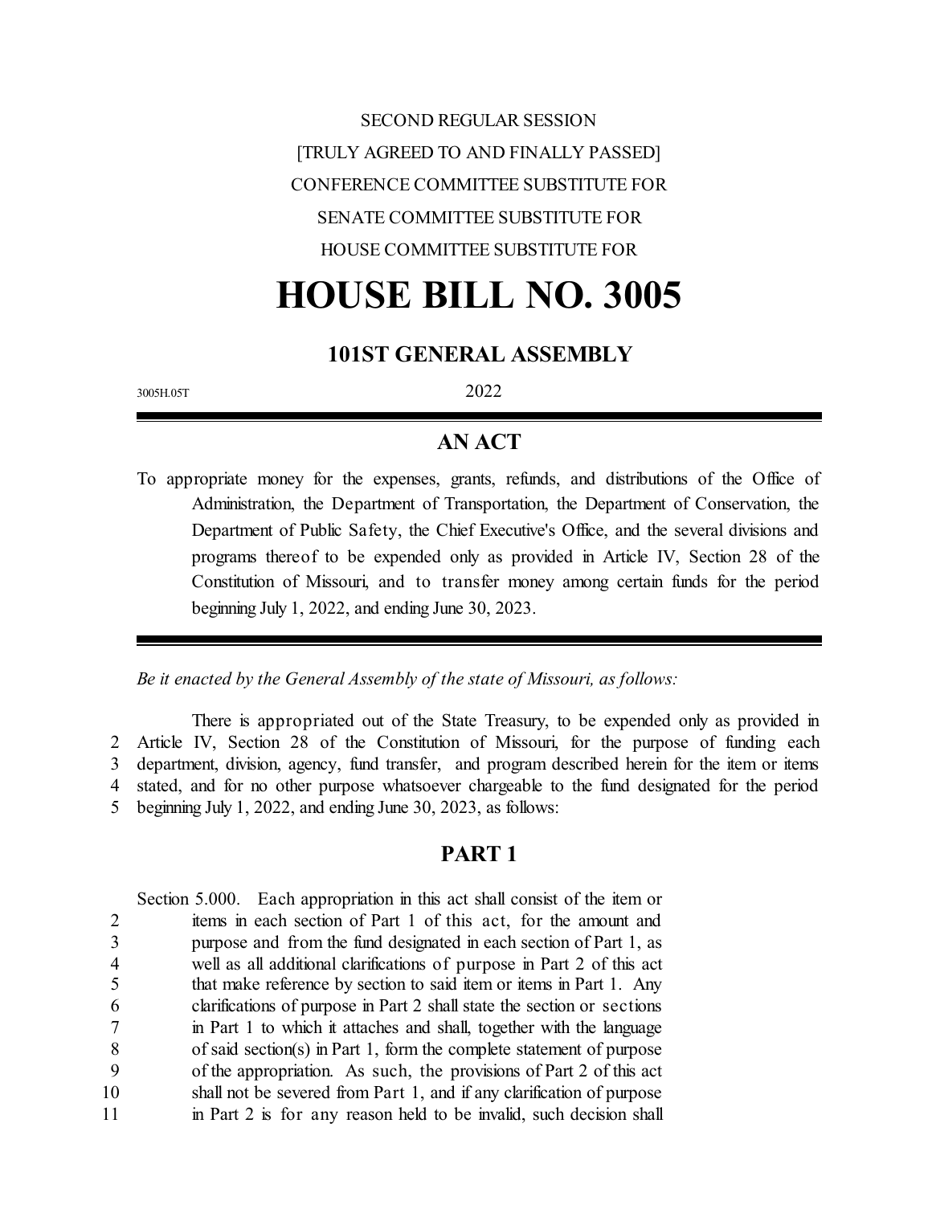SECOND REGULAR SESSION

[TRULY AGREED TO AND FINALLY PASSED]

CONFERENCE COMMITTEE SUBSTITUTE FOR

SENATE COMMITTEE SUBSTITUTE FOR

HOUSE COMMITTEE SUBSTITUTE FOR

# HOUSE BILL NO. 3005

## 101ST GENERAL ASSEMBLY

3005H.05T

2022

---

## AN ACT

To appropriate money for the expenses, grants, refunds, and distributions of the Office of Administration, the Department of Transportation, the Department of Conservation, the Department of Public Safety, the Chief Executive's Office, and the several divisions and programs thereof to be expended only as provided in Article IV, Section 28 of the Constitution of Missouri, and to transfer money among certain funds for the period beginning July 1, 2022, and ending June 30, 2023.

---

*Be it enacted by the General Assembly of the state of Missouri, as follows:*

There is appropriated out of the State Treasury, to be expended only as provided in Article IV, Section 28 of the Constitution of Missouri, for the purpose of funding each department, division, agency, fund transfer, and program described herein for the item or items stated, and for no other purpose whatsoever chargeable to the fund designated for the period beginning July 1, 2022, and ending June 30, 2023, as follows:

## PART 1

Section 5.000. Each appropriation in this act shall consist of the item or items in each section of Part 1 of this act, for the amount and purpose and from the fund designated in each section of Part 1, as well as all additional clarifications of purpose in Part 2 of this act that make reference by section to said item or items in Part 1. Any clarifications of purpose in Part 2 shall state the section or sections in Part 1 to which it attaches and shall, together with the language of said section(s) in Part 1, form the complete statement of purpose of the appropriation. As such, the provisions of Part 2 of this act shall not be severed from Part 1, and if any clarification of purpose in Part 2 is for any reason held to be invalid, such decision shall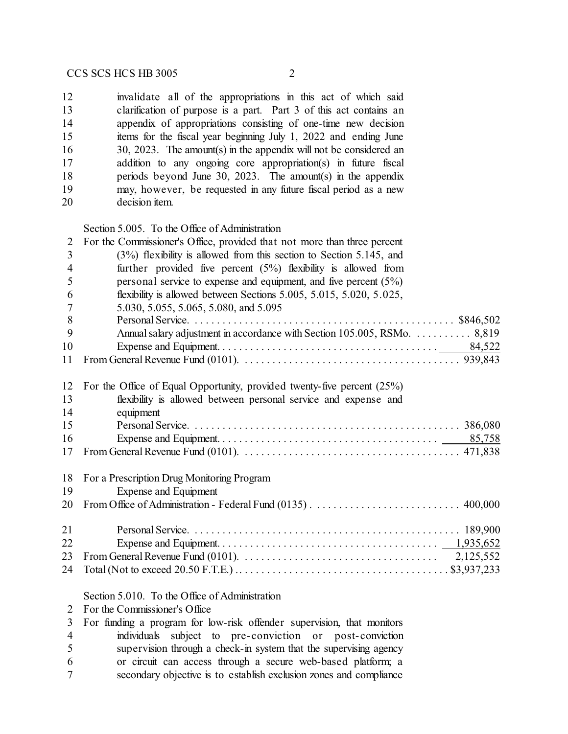invalidate all of the appropriations in this act of which said clarification of purpose is a part. Part 3 of this act contains an appendix of appropriations consisting of one-time new decision items for the fiscal year beginning July 1, 2022 and ending June 30, 2023. The amount(s) in the appendix will not be considered an addition to any ongoing core appropriation(s) in future fiscal periods beyond June 30, 2023. The amount(s) in the appendix may, however, be requested in any future fiscal period as a new decision item.

Section 5.005. To the Office of Administration

For the Commissioner's Office, provided that not more than three percent (3%) flexibility is allowed from this section to Section 5.145, and further provided five percent (5%) flexibility is allowed from personal service to expense and equipment, and five percent (5%) flexibility is allowed between Sections 5.005, 5.015, 5.020, 5.025, 5.030, 5.055, 5.065, 5.080, and 5.095

| | |
|---|---|
| Personal Service | $846,502 |
| Annual salary adjustment in accordance with Section 105.005, RSMo. | 8,819 |
| Expense and Equipment | 84,522 |
| From General Revenue Fund (0101) | 939,843 |

For the Office of Equal Opportunity, provided twenty-five percent (25%) flexibility is allowed between personal service and expense and equipment

| | |
|---|---|
| Personal Service | 386,080 |
| Expense and Equipment | 85,758 |
| From General Revenue Fund (0101) | 471,838 |

For a Prescription Drug Monitoring Program

| | |
|---|---|
| Expense and Equipment | |
| From Office of Administration - Federal Fund (0135) | 400,000 |

| | |
|---|---|
| Personal Service | 189,900 |
| Expense and Equipment | 1,935,652 |
| From General Revenue Fund (0101) | 2,125,552 |
| Total (Not to exceed 20.50 F.T.E.) | $3,937,233 |

Section 5.010. To the Office of Administration

For the Commissioner's Office

For funding a program for low-risk offender supervision, that monitors individuals subject to pre-conviction or post-conviction supervision through a check-in system that the supervising agency or circuit can access through a secure web-based platform; a secondary objective is to establish exclusion zones and compliance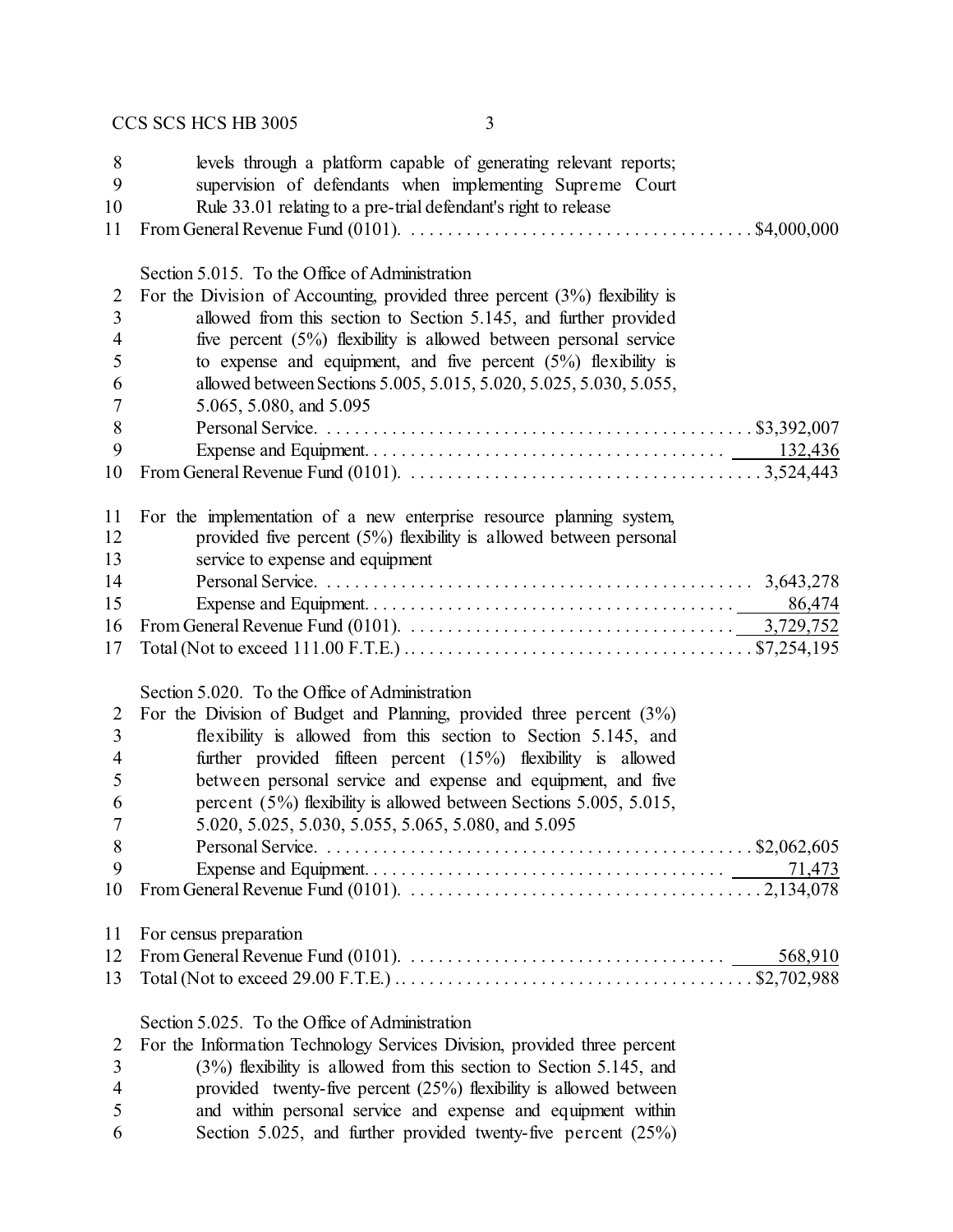levels through a platform capable of generating relevant reports; supervision of defendants when implementing Supreme Court Rule 33.01 relating to a pre-trial defendant's right to release

From General Revenue Fund (0101). . . . . . . . . . . . . . . . . . . . . . . . . . . . . . . . . . . . . $4,000,000

Section 5.015. To the Office of Administration

For the Division of Accounting, provided three percent (3%) flexibility is allowed from this section to Section 5.145, and further provided five percent (5%) flexibility is allowed between personal service to expense and equipment, and five percent (5%) flexibility is allowed between Sections 5.005, 5.015, 5.020, 5.025, 5.030, 5.055, 5.065, 5.080, and 5.095

| | |
|---|---|
| Personal Service | $3,392,007 |
| Expense and Equipment | 132,436 |
| From General Revenue Fund (0101) | 3,524,443 |

For the implementation of a new enterprise resource planning system, provided five percent (5%) flexibility is allowed between personal service to expense and equipment

| | |
|---|---|
| Personal Service | 3,643,278 |
| Expense and Equipment | 86,474 |
| From General Revenue Fund (0101) | 3,729,752 |
| Total (Not to exceed 111.00 F.T.E.) | $7,254,195 |

Section 5.020. To the Office of Administration

For the Division of Budget and Planning, provided three percent (3%) flexibility is allowed from this section to Section 5.145, and further provided fifteen percent (15%) flexibility is allowed between personal service and expense and equipment, and five percent (5%) flexibility is allowed between Sections 5.005, 5.015, 5.020, 5.025, 5.030, 5.055, 5.065, 5.080, and 5.095

| | |
|---|---|
| Personal Service | $2,062,605 |
| Expense and Equipment | 71,473 |
| From General Revenue Fund (0101) | 2,134,078 |

For census preparation

| | |
|---|---|
| From General Revenue Fund (0101) | 568,910 |
| Total (Not to exceed 29.00 F.T.E.) | $2,702,988 |

Section 5.025. To the Office of Administration

For the Information Technology Services Division, provided three percent (3%) flexibility is allowed from this section to Section 5.145, and provided twenty-five percent (25%) flexibility is allowed between and within personal service and expense and equipment within Section 5.025, and further provided twenty-five percent (25%)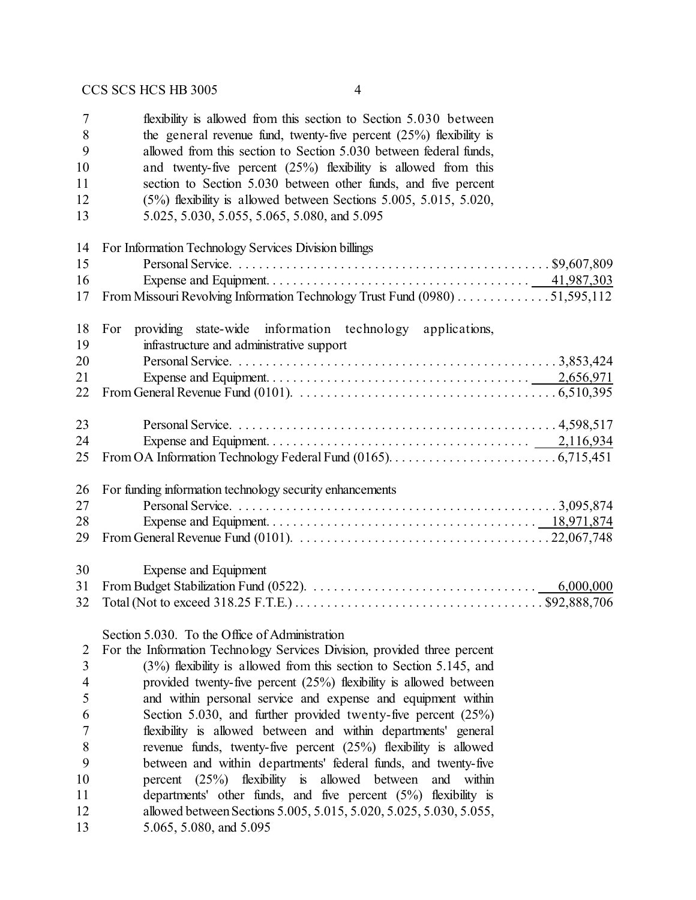flexibility is allowed from this section to Section 5.030 between the general revenue fund, twenty-five percent (25%) flexibility is allowed from this section to Section 5.030 between federal funds, and twenty-five percent (25%) flexibility is allowed from this section to Section 5.030 between other funds, and five percent (5%) flexibility is allowed between Sections 5.005, 5.015, 5.020, 5.025, 5.030, 5.055, 5.065, 5.080, and 5.095

For Information Technology Services Division billings

| | |
|---|---:|
| Personal Service | $9,607,809 |
| Expense and Equipment | 41,987,303 |
| From Missouri Revolving Information Technology Trust Fund (0980) | 51,595,112 |

For providing state-wide information technology applications, infrastructure and administrative support

| | |
|---|---:|
| Personal Service | 3,853,424 |
| Expense and Equipment | 2,656,971 |
| From General Revenue Fund (0101) | 6,510,395 |
| Personal Service | 4,598,517 |
| Expense and Equipment | 2,116,934 |
| From OA Information Technology Federal Fund (0165) | 6,715,451 |

For funding information technology security enhancements

| | |
|---|---:|
| Personal Service | 3,095,874 |
| Expense and Equipment | 18,971,874 |
| From General Revenue Fund (0101) | 22,067,748 |
| Expense and Equipment | |
| From Budget Stabilization Fund (0522) | 6,000,000 |
| Total (Not to exceed 318.25 F.T.E.) | $92,888,706 |

Section 5.030. To the Office of Administration

For the Information Technology Services Division, provided three percent (3%) flexibility is allowed from this section to Section 5.145, and provided twenty-five percent (25%) flexibility is allowed between and within personal service and expense and equipment within Section 5.030, and further provided twenty-five percent (25%) flexibility is allowed between and within departments' general revenue funds, twenty-five percent (25%) flexibility is allowed between and within departments' federal funds, and twenty-five percent (25%) flexibility is allowed between and within departments' other funds, and five percent (5%) flexibility is allowed between Sections 5.005, 5.015, 5.020, 5.025, 5.030, 5.055, 5.065, 5.080, and 5.095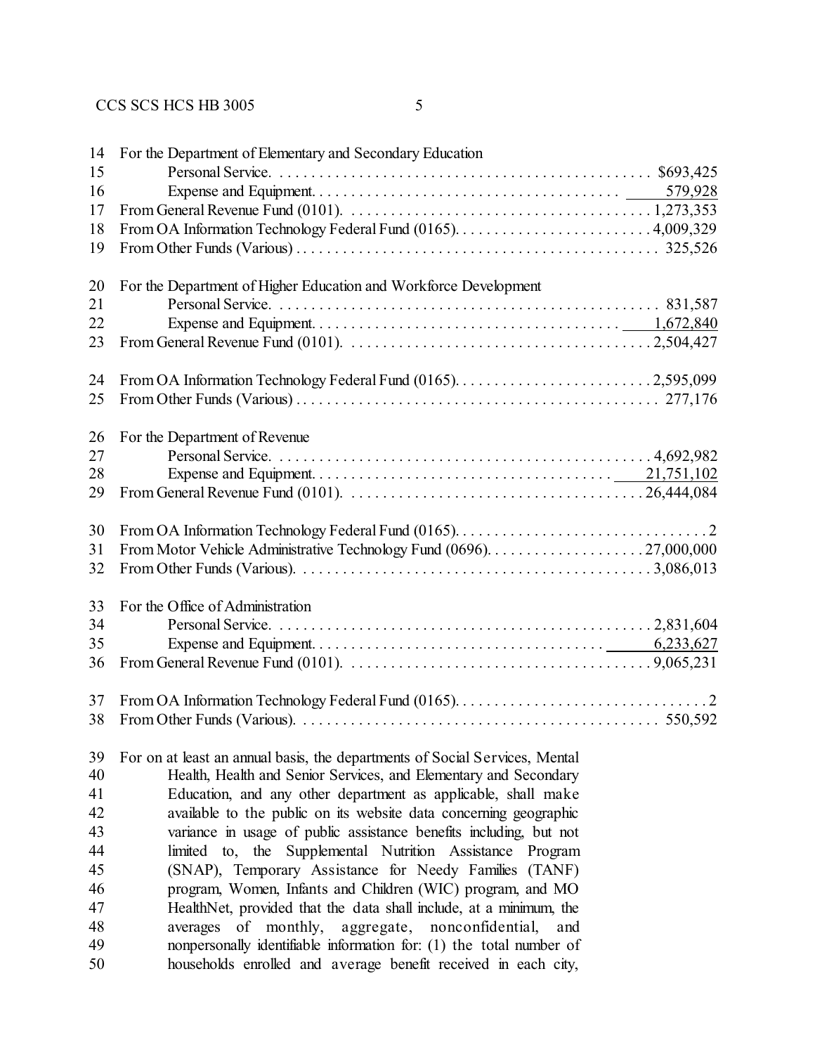14 For the Department of Elementary and Secondary Education

15 Personal Service. . . . . . . . . . . . . . . . . . . . . . . . . . . . . . . . . . . . . . . . . . . . . . . . $693,425

16 Expense and Equipment. . . . . . . . . . . . . . . . . . . . . . . . . . . . . . . . . . . . . . . 579,928

17 From General Revenue Fund (0101). . . . . . . . . . . . . . . . . . . . . . . . . . . . . . . . . . . . . 1,273,353

18 From OA Information Technology Federal Fund (0165). . . . . . . . . . . . . . . . . . . . . . . . . 4,009,329

19 From Other Funds (Various) . . . . . . . . . . . . . . . . . . . . . . . . . . . . . . . . . . . . . . . . . . . . . 325,526

20 For the Department of Higher Education and Workforce Development

21 Personal Service. . . . . . . . . . . . . . . . . . . . . . . . . . . . . . . . . . . . . . . . . . . . . . . . 831,587

22 Expense and Equipment. . . . . . . . . . . . . . . . . . . . . . . . . . . . . . . . . . . . . . . 1,672,840

23 From General Revenue Fund (0101). . . . . . . . . . . . . . . . . . . . . . . . . . . . . . . . . . . . . 2,504,427

24 From OA Information Technology Federal Fund (0165). . . . . . . . . . . . . . . . . . . . . . . . . 2,595,099

25 From Other Funds (Various) . . . . . . . . . . . . . . . . . . . . . . . . . . . . . . . . . . . . . . . . . . . . . 277,176

26 For the Department of Revenue

27 Personal Service. . . . . . . . . . . . . . . . . . . . . . . . . . . . . . . . . . . . . . . . . . . . . . . 4,692,982

28 Expense and Equipment. . . . . . . . . . . . . . . . . . . . . . . . . . . . . . . . . . . . . . 21,751,102

29 From General Revenue Fund (0101). . . . . . . . . . . . . . . . . . . . . . . . . . . . . . . . . . . . 26,444,084

30 From OA Information Technology Federal Fund (0165). . . . . . . . . . . . . . . . . . . . . . . . . . . . . . . . 2

31 From Motor Vehicle Administrative Technology Fund (0696). . . . . . . . . . . . . . . . . . . . 27,000,000

32 From Other Funds (Various). . . . . . . . . . . . . . . . . . . . . . . . . . . . . . . . . . . . . . . . . . . . 3,086,013

33 For the Office of Administration

34 Personal Service. . . . . . . . . . . . . . . . . . . . . . . . . . . . . . . . . . . . . . . . . . . . . . . 2,831,604

35 Expense and Equipment. . . . . . . . . . . . . . . . . . . . . . . . . . . . . . . . . . . . . . . 6,233,627

36 From General Revenue Fund (0101). . . . . . . . . . . . . . . . . . . . . . . . . . . . . . . . . . . . . 9,065,231

37 From OA Information Technology Federal Fund (0165). . . . . . . . . . . . . . . . . . . . . . . . . . . . . . . . 2

38 From Other Funds (Various). . . . . . . . . . . . . . . . . . . . . . . . . . . . . . . . . . . . . . . . . . . . . 550,592

39 For on at least an annual basis, the departments of Social Services, Mental
40 Health, Health and Senior Services, and Elementary and Secondary
41 Education, and any other department as applicable, shall make
42 available to the public on its website data concerning geographic
43 variance in usage of public assistance benefits including, but not
44 limited to, the Supplemental Nutrition Assistance Program
45 (SNAP), Temporary Assistance for Needy Families (TANF)
46 program, Women, Infants and Children (WIC) program, and MO
47 HealthNet, provided that the data shall include, at a minimum, the
48 averages of monthly, aggregate, nonconfidential, and
49 nonpersonally identifiable information for: (1) the total number of
50 households enrolled and average benefit received in each city,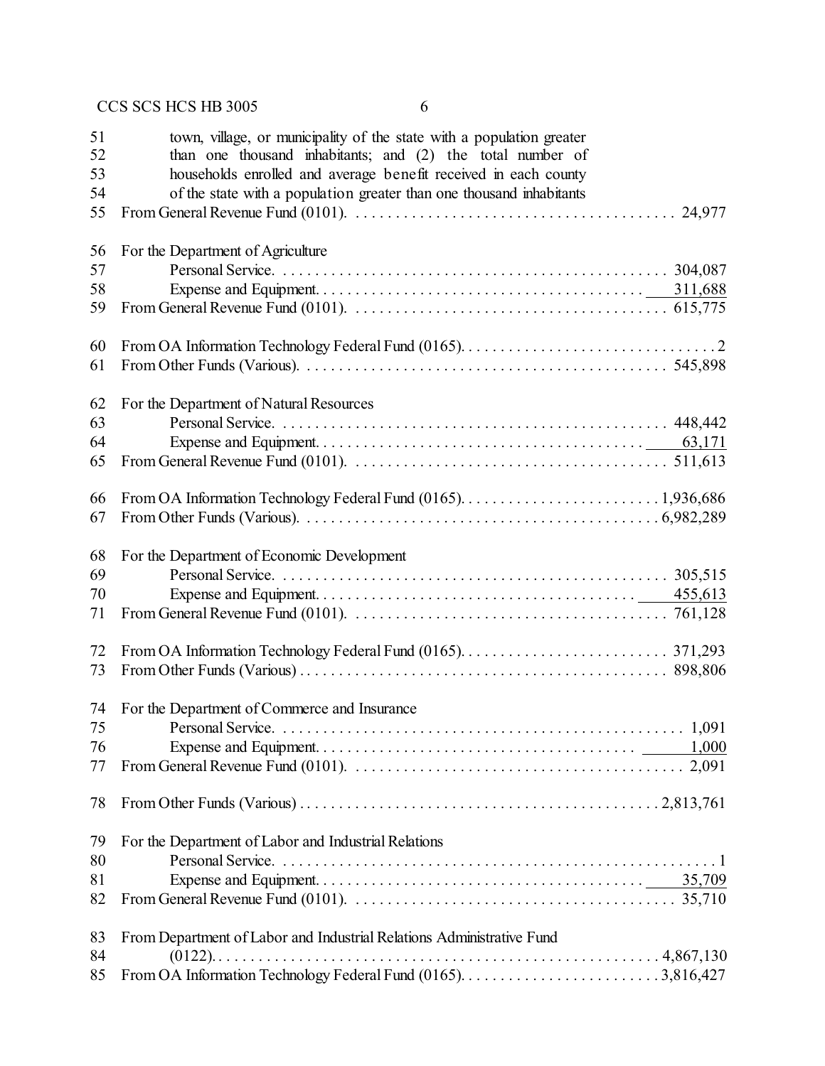51 town, village, or municipality of the state with a population greater
52 than one thousand inhabitants; and (2) the total number of
53 households enrolled and average benefit received in each county
54 of the state with a population greater than one thousand inhabitants
55 From General Revenue Fund (0101). . . . . . . . . . . . . . . . . . . . . . . . . . . . . . . . . . . . . . . . 24,977

56 For the Department of Agriculture
57 Personal Service. . . . . . . . . . . . . . . . . . . . . . . . . . . . . . . . . . . . . . . . . . . . . . . . 304,087
58 Expense and Equipment. . . . . . . . . . . . . . . . . . . . . . . . . . . . . . . . . . . . . . . . 311,688
59 From General Revenue Fund (0101). . . . . . . . . . . . . . . . . . . . . . . . . . . . . . . . . . . . . . . 615,775

60 From OA Information Technology Federal Fund (0165). . . . . . . . . . . . . . . . . . . . . . . . . . . . . . . . 2
61 From Other Funds (Various). . . . . . . . . . . . . . . . . . . . . . . . . . . . . . . . . . . . . . . . . . . . . 545,898

62 For the Department of Natural Resources
63 Personal Service. . . . . . . . . . . . . . . . . . . . . . . . . . . . . . . . . . . . . . . . . . . . . . . . 448,442
64 Expense and Equipment. . . . . . . . . . . . . . . . . . . . . . . . . . . . . . . . . . . . . . . . 63,171
65 From General Revenue Fund (0101). . . . . . . . . . . . . . . . . . . . . . . . . . . . . . . . . . . . . . . 511,613

66 From OA Information Technology Federal Fund (0165). . . . . . . . . . . . . . . . . . . . . . . . . 1,936,686
67 From Other Funds (Various). . . . . . . . . . . . . . . . . . . . . . . . . . . . . . . . . . . . . . . . . . . . 6,982,289

68 For the Department of Economic Development
69 Personal Service. . . . . . . . . . . . . . . . . . . . . . . . . . . . . . . . . . . . . . . . . . . . . . . . 305,515
70 Expense and Equipment. . . . . . . . . . . . . . . . . . . . . . . . . . . . . . . . . . . . . . . . 455,613
71 From General Revenue Fund (0101). . . . . . . . . . . . . . . . . . . . . . . . . . . . . . . . . . . . . . . 761,128

72 From OA Information Technology Federal Fund (0165). . . . . . . . . . . . . . . . . . . . . . . . . . 371,293
73 From Other Funds (Various) . . . . . . . . . . . . . . . . . . . . . . . . . . . . . . . . . . . . . . . . . . . . . 898,806

74 For the Department of Commerce and Insurance
75 Personal Service. . . . . . . . . . . . . . . . . . . . . . . . . . . . . . . . . . . . . . . . . . . . . . . . . . 1,091
76 Expense and Equipment. . . . . . . . . . . . . . . . . . . . . . . . . . . . . . . . . . . . . . . . 1,000
77 From General Revenue Fund (0101). . . . . . . . . . . . . . . . . . . . . . . . . . . . . . . . . . . . . . . . . 2,091

78 From Other Funds (Various) . . . . . . . . . . . . . . . . . . . . . . . . . . . . . . . . . . . . . . . . . . . . 2,813,761

79 For the Department of Labor and Industrial Relations
80 Personal Service. . . . . . . . . . . . . . . . . . . . . . . . . . . . . . . . . . . . . . . . . . . . . . . . . . . . . 1
81 Expense and Equipment. . . . . . . . . . . . . . . . . . . . . . . . . . . . . . . . . . . . . . . . 35,709
82 From General Revenue Fund (0101). . . . . . . . . . . . . . . . . . . . . . . . . . . . . . . . . . . . . . . . 35,710

83 From Department of Labor and Industrial Relations Administrative Fund
84 (0122). . . . . . . . . . . . . . . . . . . . . . . . . . . . . . . . . . . . . . . . . . . . . . . . . . . . . . . . 4,867,130
85 From OA Information Technology Federal Fund (0165). . . . . . . . . . . . . . . . . . . . . . . . . 3,816,427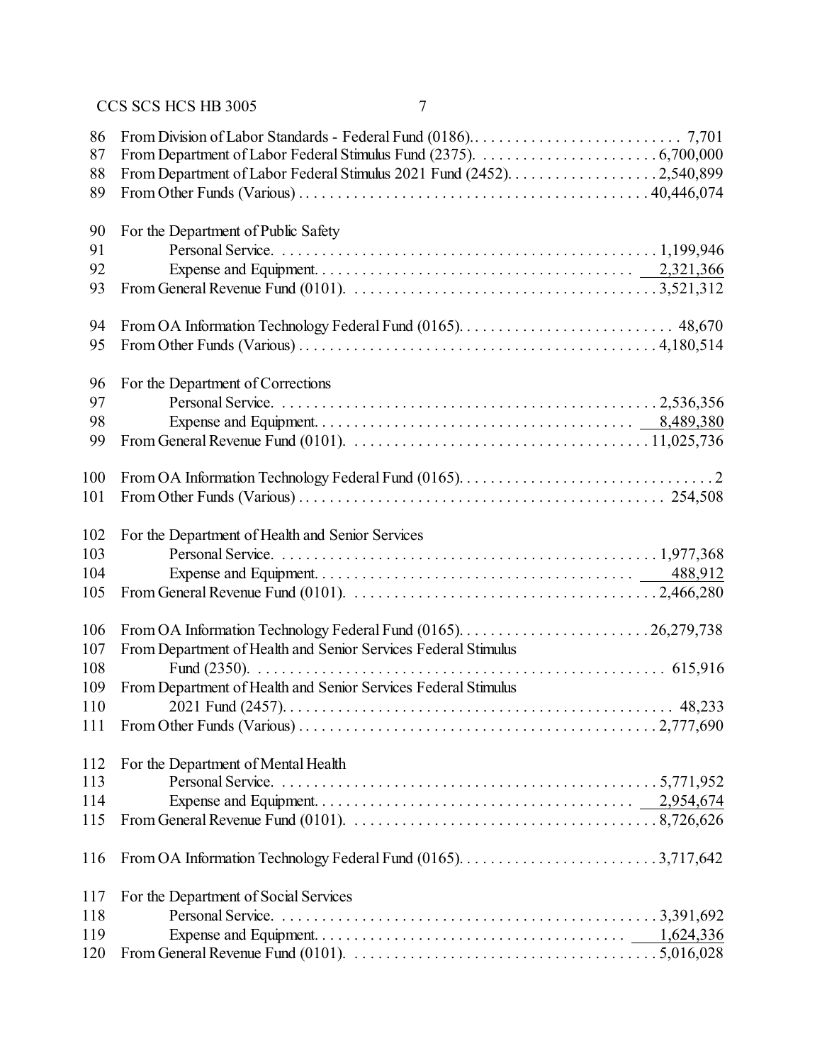86 From Division of Labor Standards - Federal Fund (0186).......................... 7,701
87 From Department of Labor Federal Stimulus Fund (2375)........................ 6,700,000
88 From Department of Labor Federal Stimulus 2021 Fund (2452)................... 2,540,899
89 From Other Funds (Various)................................................ 40,446,074

90 For the Department of Public Safety
91 Personal Service.......................................................... 1,199,946
92 Expense and Equipment..................................................... 2,321,366
93 From General Revenue Fund (0101)........................................... 3,521,312

94 From OA Information Technology Federal Fund (0165)............................ 48,670
95 From Other Funds (Various)................................................. 4,180,514

96 For the Department of Corrections
97 Personal Service.......................................................... 2,536,356
98 Expense and Equipment..................................................... 8,489,380
99 From General Revenue Fund (0101).......................................... 11,025,736

100 From OA Information Technology Federal Fund (0165).................................. 2
101 From Other Funds (Various)................................................... 254,508

102 For the Department of Health and Senior Services
103 Personal Service......................................................... 1,977,368
104 Expense and Equipment....................................................... 488,912
105 From General Revenue Fund (0101).......................................... 2,466,280

106 From OA Information Technology Federal Fund (0165)........................ 26,279,738
107 From Department of Health and Senior Services Federal Stimulus
108 Fund (2350).................................................................. 615,916
109 From Department of Health and Senior Services Federal Stimulus
110 2021 Fund (2457).............................................................. 48,233
111 From Other Funds (Various)................................................ 2,777,690

112 For the Department of Mental Health
113 Personal Service......................................................... 5,771,952
114 Expense and Equipment.................................................... 2,954,674
115 From General Revenue Fund (0101).......................................... 8,726,626

116 From OA Information Technology Federal Fund (0165).......................... 3,717,642

117 For the Department of Social Services
118 Personal Service......................................................... 3,391,692
119 Expense and Equipment.................................................... 1,624,336
120 From General Revenue Fund (0101).......................................... 5,016,028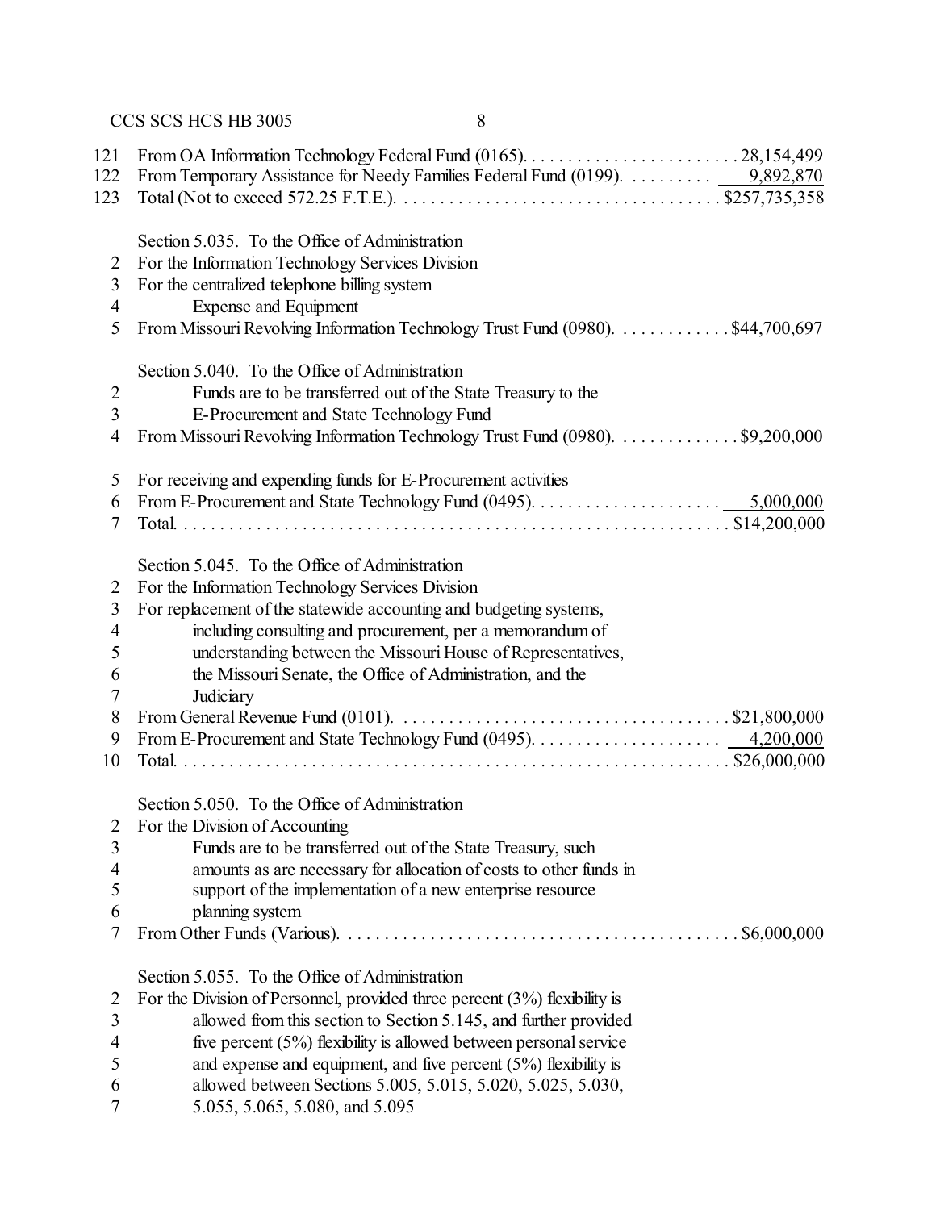121 From OA Information Technology Federal Fund (0165). . . . . . . . . . . . . . . . . . . . . . . . 28,154,499
122 From Temporary Assistance for Needy Families Federal Fund (0199). . . . . . . . . . 9,892,870
123 Total (Not to exceed 572.25 F.T.E.). . . . . . . . . . . . . . . . . . . . . . . . . . . . . . . . . . $257,735,358

Section 5.035. To the Office of Administration
2 For the Information Technology Services Division
3 For the centralized telephone billing system
4 Expense and Equipment
5 From Missouri Revolving Information Technology Trust Fund (0980). . . . . . . . . . . . $44,700,697

Section 5.040. To the Office of Administration
2 Funds are to be transferred out of the State Treasury to the
3 E-Procurement and State Technology Fund
4 From Missouri Revolving Information Technology Trust Fund (0980). . . . . . . . . . . . . $9,200,000

5 For receiving and expending funds for E-Procurement activities
6 From E-Procurement and State Technology Fund (0495). . . . . . . . . . . . . . . . . . . . . 5,000,000
7 Total. . . . . . . . . . . . . . . . . . . . . . . . . . . . . . . . . . . . . . . . . . . . . . . . . . . . . . . . . $14,200,000

Section 5.045. To the Office of Administration
2 For the Information Technology Services Division
3 For replacement of the statewide accounting and budgeting systems,
4 including consulting and procurement, per a memorandum of
5 understanding between the Missouri House of Representatives,
6 the Missouri Senate, the Office of Administration, and the
7 Judiciary
8 From General Revenue Fund (0101). . . . . . . . . . . . . . . . . . . . . . . . . . . . . . . . . . . . $21,800,000
9 From E-Procurement and State Technology Fund (0495). . . . . . . . . . . . . . . . . . . . . 4,200,000
10 Total. . . . . . . . . . . . . . . . . . . . . . . . . . . . . . . . . . . . . . . . . . . . . . . . . . . . . . . . . $26,000,000

Section 5.050. To the Office of Administration
2 For the Division of Accounting
3 Funds are to be transferred out of the State Treasury, such
4 amounts as are necessary for allocation of costs to other funds in
5 support of the implementation of a new enterprise resource
6 planning system
7 From Other Funds (Various). . . . . . . . . . . . . . . . . . . . . . . . . . . . . . . . . . . . . . . . . . $6,000,000

Section 5.055. To the Office of Administration
2 For the Division of Personnel, provided three percent (3%) flexibility is
3 allowed from this section to Section 5.145, and further provided
4 five percent (5%) flexibility is allowed between personal service
5 and expense and equipment, and five percent (5%) flexibility is
6 allowed between Sections 5.005, 5.015, 5.020, 5.025, 5.030,
7 5.055, 5.065, 5.080, and 5.095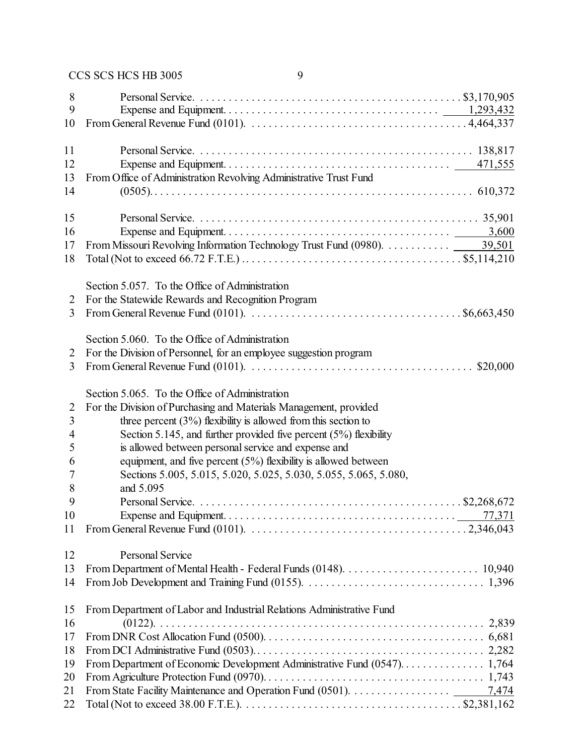8 Personal Service. . . . . . . . . . . . . . . . . . . . . . . . . . . . . . . . . . . . . . . . . . . . . . $3,170,905
9 Expense and Equipment. . . . . . . . . . . . . . . . . . . . . . . . . . . . . . . . . . . . . . 1,293,432
10 From General Revenue Fund (0101). . . . . . . . . . . . . . . . . . . . . . . . . . . . . . . . . . . . . 4,464,337

11 Personal Service. . . . . . . . . . . . . . . . . . . . . . . . . . . . . . . . . . . . . . . . . . . . . . . 138,817
12 Expense and Equipment. . . . . . . . . . . . . . . . . . . . . . . . . . . . . . . . . . . . . . . 471,555
13 From Office of Administration Revolving Administrative Trust Fund
14 (0505). . . . . . . . . . . . . . . . . . . . . . . . . . . . . . . . . . . . . . . . . . . . . . . . . . . . . . . . 610,372

15 Personal Service. . . . . . . . . . . . . . . . . . . . . . . . . . . . . . . . . . . . . . . . . . . . . . . . 35,901
16 Expense and Equipment. . . . . . . . . . . . . . . . . . . . . . . . . . . . . . . . . . . . . . . 3,600
17 From Missouri Revolving Information Technology Trust Fund (0980). . . . . . . . . . . . 39,501
18 Total (Not to exceed 66.72 F.T.E.) . . . . . . . . . . . . . . . . . . . . . . . . . . . . . . . . . . . . . $5,114,210

Section 5.057. To the Office of Administration
2 For the Statewide Rewards and Recognition Program
3 From General Revenue Fund (0101). . . . . . . . . . . . . . . . . . . . . . . . . . . . . . . . . . . . $6,663,450

Section 5.060. To the Office of Administration
2 For the Division of Personnel, for an employee suggestion program
3 From General Revenue Fund (0101). . . . . . . . . . . . . . . . . . . . . . . . . . . . . . . . . . . . . $20,000

Section 5.065. To the Office of Administration
2 For the Division of Purchasing and Materials Management, provided
3 three percent (3%) flexibility is allowed from this section to
4 Section 5.145, and further provided five percent (5%) flexibility
5 is allowed between personal service and expense and
6 equipment, and five percent (5%) flexibility is allowed between
7 Sections 5.005, 5.015, 5.020, 5.025, 5.030, 5.055, 5.065, 5.080,
8 and 5.095
9 Personal Service. . . . . . . . . . . . . . . . . . . . . . . . . . . . . . . . . . . . . . . . . . . . . . $2,268,672
10 Expense and Equipment. . . . . . . . . . . . . . . . . . . . . . . . . . . . . . . . . . . . . . . 77,371
11 From General Revenue Fund (0101). . . . . . . . . . . . . . . . . . . . . . . . . . . . . . . . . . . . . 2,346,043

12 Personal Service
13 From Department of Mental Health - Federal Funds (0148). . . . . . . . . . . . . . . . . . . . . . . 10,940
14 From Job Development and Training Fund (0155). . . . . . . . . . . . . . . . . . . . . . . . . . . . . . . 1,396

15 From Department of Labor and Industrial Relations Administrative Fund
16 (0122). . . . . . . . . . . . . . . . . . . . . . . . . . . . . . . . . . . . . . . . . . . . . . . . . . . . . . . . . 2,839
17 From DNR Cost Allocation Fund (0500). . . . . . . . . . . . . . . . . . . . . . . . . . . . . . . . . . . . . . 6,681
18 From DCI Administrative Fund (0503). . . . . . . . . . . . . . . . . . . . . . . . . . . . . . . . . . . . . . . 2,282
19 From Department of Economic Development Administrative Fund (0547). . . . . . . . . . . . . . 1,764
20 From Agriculture Protection Fund (0970). . . . . . . . . . . . . . . . . . . . . . . . . . . . . . . . . . . . . 1,743
21 From State Facility Maintenance and Operation Fund (0501). . . . . . . . . . . . . . . . . 7,474
22 Total (Not to exceed 38.00 F.T.E.). . . . . . . . . . . . . . . . . . . . . . . . . . . . . . . . . . . . . . $2,381,162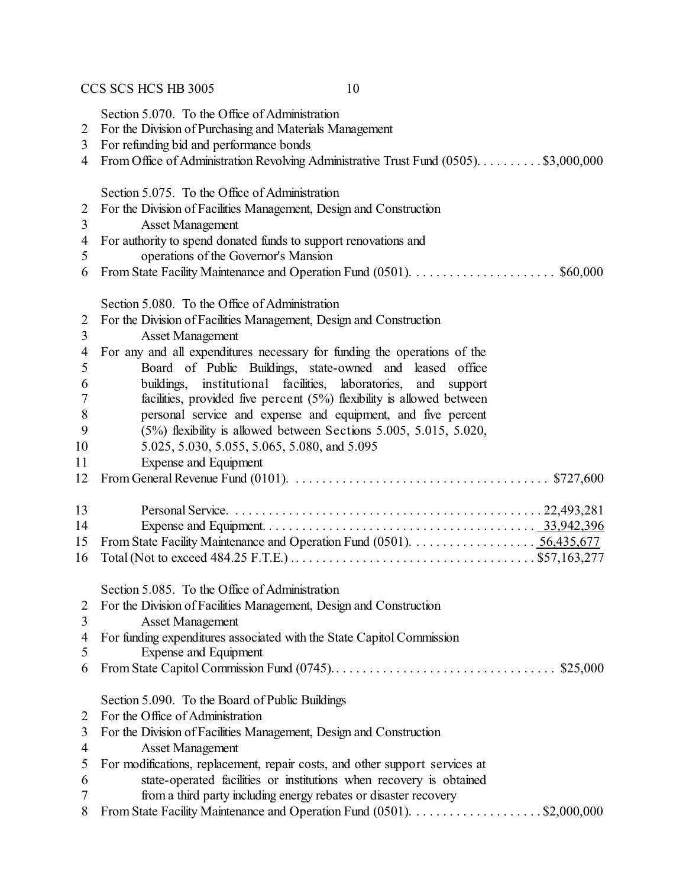Section 5.070. To the Office of Administration
For the Division of Purchasing and Materials Management
For refunding bid and performance bonds
From Office of Administration Revolving Administrative Trust Fund (0505). . . . . . . . . . $3,000,000

Section 5.075. To the Office of Administration
For the Division of Facilities Management, Design and Construction
Asset Management
For authority to spend donated funds to support renovations and operations of the Governor's Mansion
From State Facility Maintenance and Operation Fund (0501). . . . . . . . . . . . . . . . . . . . . . $60,000

Section 5.080. To the Office of Administration
For the Division of Facilities Management, Design and Construction
Asset Management
For any and all expenditures necessary for funding the operations of the Board of Public Buildings, state-owned and leased office buildings, institutional facilities, laboratories, and support facilities, provided five percent (5%) flexibility is allowed between personal service and expense and equipment, and five percent (5%) flexibility is allowed between Sections 5.005, 5.015, 5.020, 5.025, 5.030, 5.055, 5.065, 5.080, and 5.095
Expense and Equipment
From General Revenue Fund (0101). . . . . . . . . . . . . . . . . . . . . . . . . . . . . . . . . . . . . . . $727,600

Personal Service. . . . . . . . . . . . . . . . . . . . . . . . . . . . . . . . . . . . . . . . . . . . . . . 22,493,281
Expense and Equipment. . . . . . . . . . . . . . . . . . . . . . . . . . . . . . . . . . . . . . . . . 33,942,396
From State Facility Maintenance and Operation Fund (0501). . . . . . . . . . . . . . . . . . . 56,435,677
Total (Not to exceed 484.25 F.T.E.) . . . . . . . . . . . . . . . . . . . . . . . . . . . . . . . . . . . . $57,163,277

Section 5.085. To the Office of Administration
For the Division of Facilities Management, Design and Construction
Asset Management
For funding expenditures associated with the State Capitol Commission
Expense and Equipment
From State Capitol Commission Fund (0745). . . . . . . . . . . . . . . . . . . . . . . . . . . . . . . . . . $25,000

Section 5.090. To the Board of Public Buildings
For the Office of Administration
For the Division of Facilities Management, Design and Construction
Asset Management
For modifications, replacement, repair costs, and other support services at state-operated facilities or institutions when recovery is obtained from a third party including energy rebates or disaster recovery
From State Facility Maintenance and Operation Fund (0501). . . . . . . . . . . . . . . . . . . $2,000,000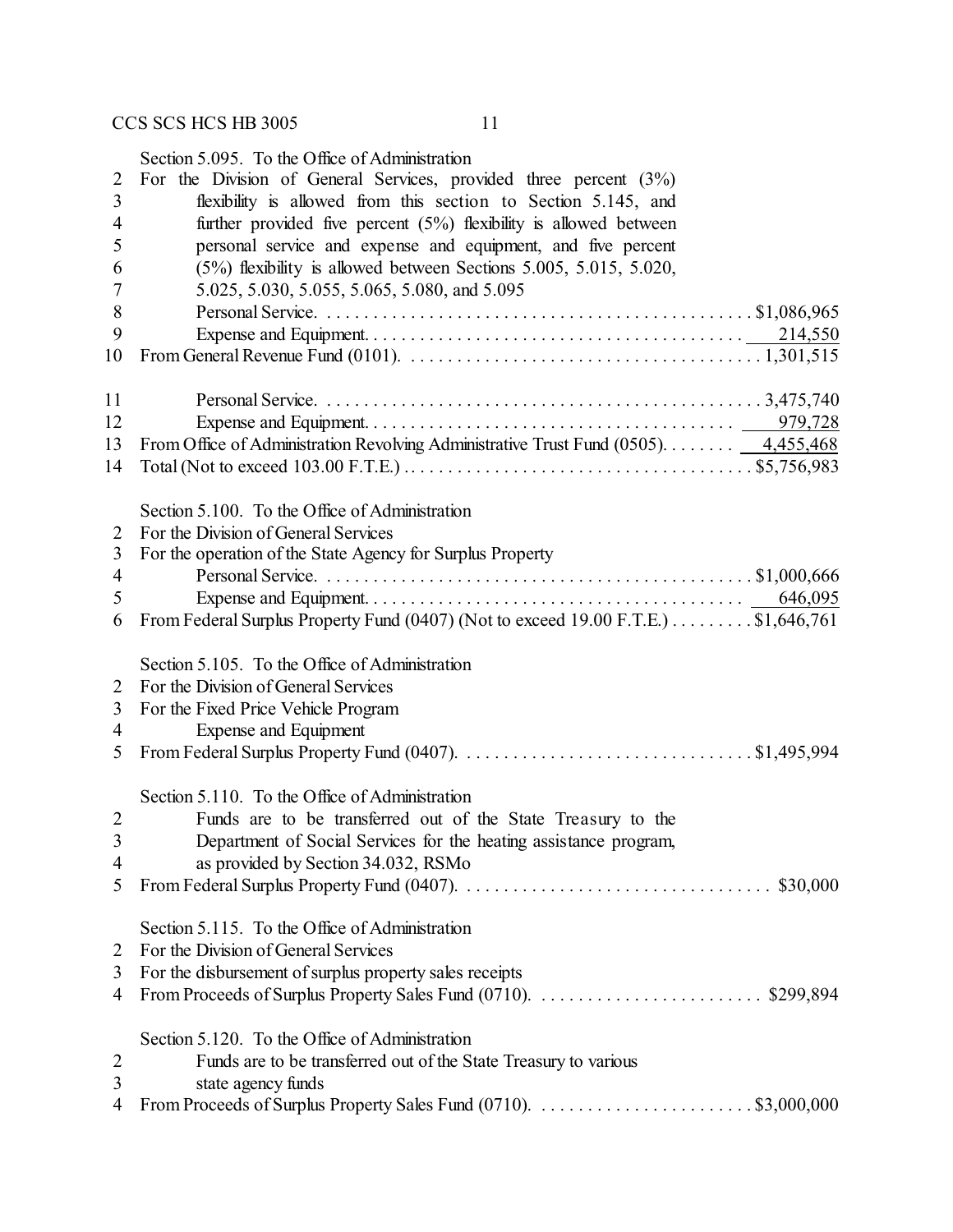Section 5.095. To the Office of Administration

2 For the Division of General Services, provided three percent (3%)
3 flexibility is allowed from this section to Section 5.145, and
4 further provided five percent (5%) flexibility is allowed between
5 personal service and expense and equipment, and five percent
6 (5%) flexibility is allowed between Sections 5.005, 5.015, 5.020,
7 5.025, 5.030, 5.055, 5.065, 5.080, and 5.095

| | | |
|---|---|---|
| 8 | Personal Service. | $1,086,965 |
| 9 | Expense and Equipment. | 214,550 |
| 10 | From General Revenue Fund (0101). | 1,301,515 |
| 11 | Personal Service. | 3,475,740 |
| 12 | Expense and Equipment. | 979,728 |
| 13 | From Office of Administration Revolving Administrative Trust Fund (0505). | 4,455,468 |
| 14 | Total (Not to exceed 103.00 F.T.E.) | $5,756,983 |

Section 5.100. To the Office of Administration

2 For the Division of General Services
3 For the operation of the State Agency for Surplus Property

| | | |
|---|---|---|
| 4 | Personal Service. | $1,000,666 |
| 5 | Expense and Equipment. | 646,095 |
| 6 | From Federal Surplus Property Fund (0407) (Not to exceed 19.00 F.T.E.) | $1,646,761 |

Section 5.105. To the Office of Administration

2 For the Division of General Services
3 For the Fixed Price Vehicle Program
4 Expense and Equipment
5 From Federal Surplus Property Fund (0407). $1,495,994

Section 5.110. To the Office of Administration

2 Funds are to be transferred out of the State Treasury to the
3 Department of Social Services for the heating assistance program,
4 as provided by Section 34.032, RSMo
5 From Federal Surplus Property Fund (0407). $30,000

Section 5.115. To the Office of Administration

2 For the Division of General Services
3 For the disbursement of surplus property sales receipts
4 From Proceeds of Surplus Property Sales Fund (0710). $299,894

Section 5.120. To the Office of Administration

2 Funds are to be transferred out of the State Treasury to various
3 state agency funds
4 From Proceeds of Surplus Property Sales Fund (0710). $3,000,000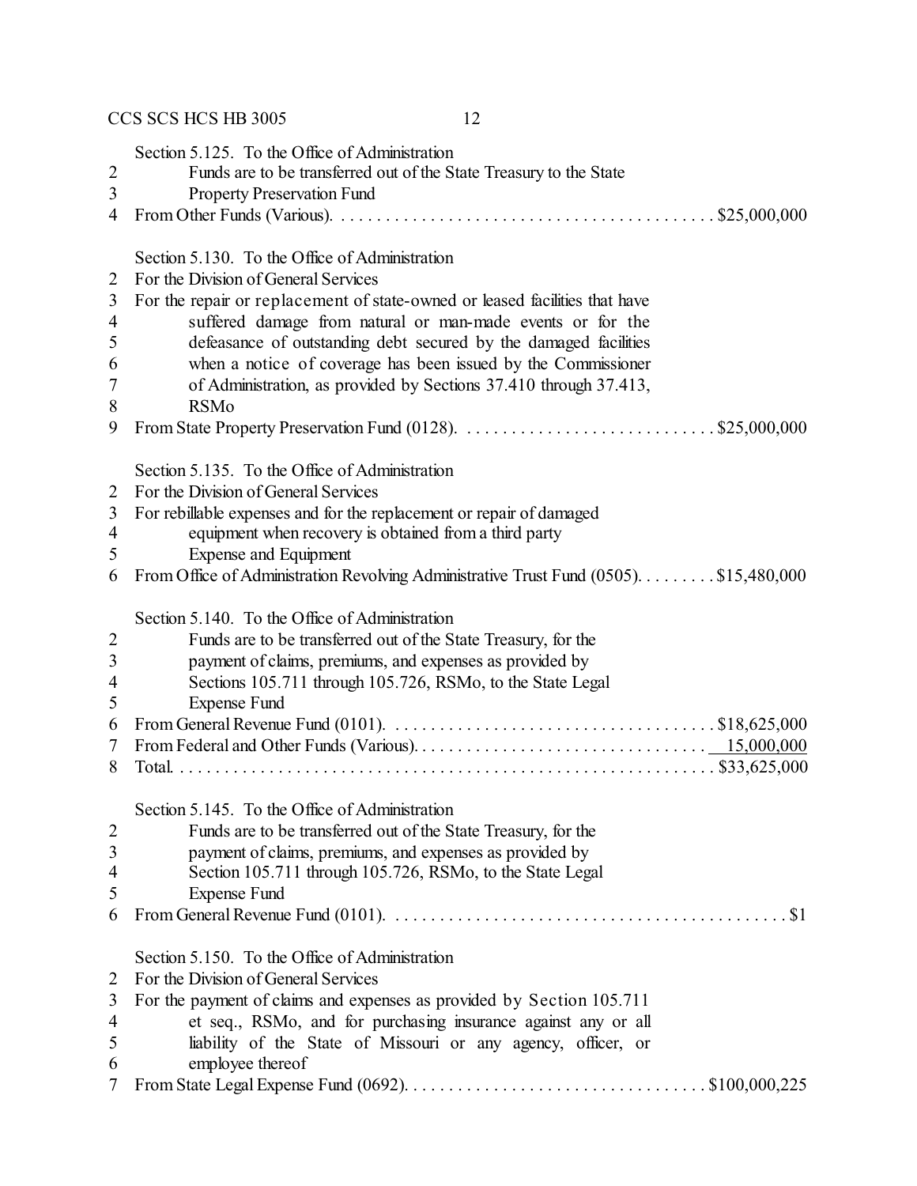Section 5.125. To the Office of Administration
Funds are to be transferred out of the State Treasury to the State Property Preservation Fund
From Other Funds (Various). . . . . . . . . . . . . . . . . . . . . . . . . . . . . . . . . . . . . . . . . . $25,000,000

Section 5.130. To the Office of Administration
For the Division of General Services
For the repair or replacement of state-owned or leased facilities that have suffered damage from natural or man-made events or for the defeasance of outstanding debt secured by the damaged facilities when a notice of coverage has been issued by the Commissioner of Administration, as provided by Sections 37.410 through 37.413, RSMo
From State Property Preservation Fund (0128). . . . . . . . . . . . . . . . . . . . . . . . . . . . $25,000,000

Section 5.135. To the Office of Administration
For the Division of General Services
For rebillable expenses and for the replacement or repair of damaged equipment when recovery is obtained from a third party
Expense and Equipment
From Office of Administration Revolving Administrative Trust Fund (0505). . . . . . . . . $15,480,000

Section 5.140. To the Office of Administration
Funds are to be transferred out of the State Treasury, for the payment of claims, premiums, and expenses as provided by Sections 105.711 through 105.726, RSMo, to the State Legal Expense Fund
From General Revenue Fund (0101). . . . . . . . . . . . . . . . . . . . . . . . . . . . . . . . . . . . . $18,625,000
From Federal and Other Funds (Various). . . . . . . . . . . . . . . . . . . . . . . . . . . . . . . . . 15,000,000
Total. . . . . . . . . . . . . . . . . . . . . . . . . . . . . . . . . . . . . . . . . . . . . . . . . . . . . . . . . . . $33,625,000

Section 5.145. To the Office of Administration
Funds are to be transferred out of the State Treasury, for the payment of claims, premiums, and expenses as provided by Section 105.711 through 105.726, RSMo, to the State Legal Expense Fund
From General Revenue Fund (0101). . . . . . . . . . . . . . . . . . . . . . . . . . . . . . . . . . . . . . . . . . . . $1

Section 5.150. To the Office of Administration
For the Division of General Services
For the payment of claims and expenses as provided by Section 105.711 et seq., RSMo, and for purchasing insurance against any or all liability of the State of Missouri or any agency, officer, or employee thereof
From State Legal Expense Fund (0692). . . . . . . . . . . . . . . . . . . . . . . . . . . . . . . . . $100,000,225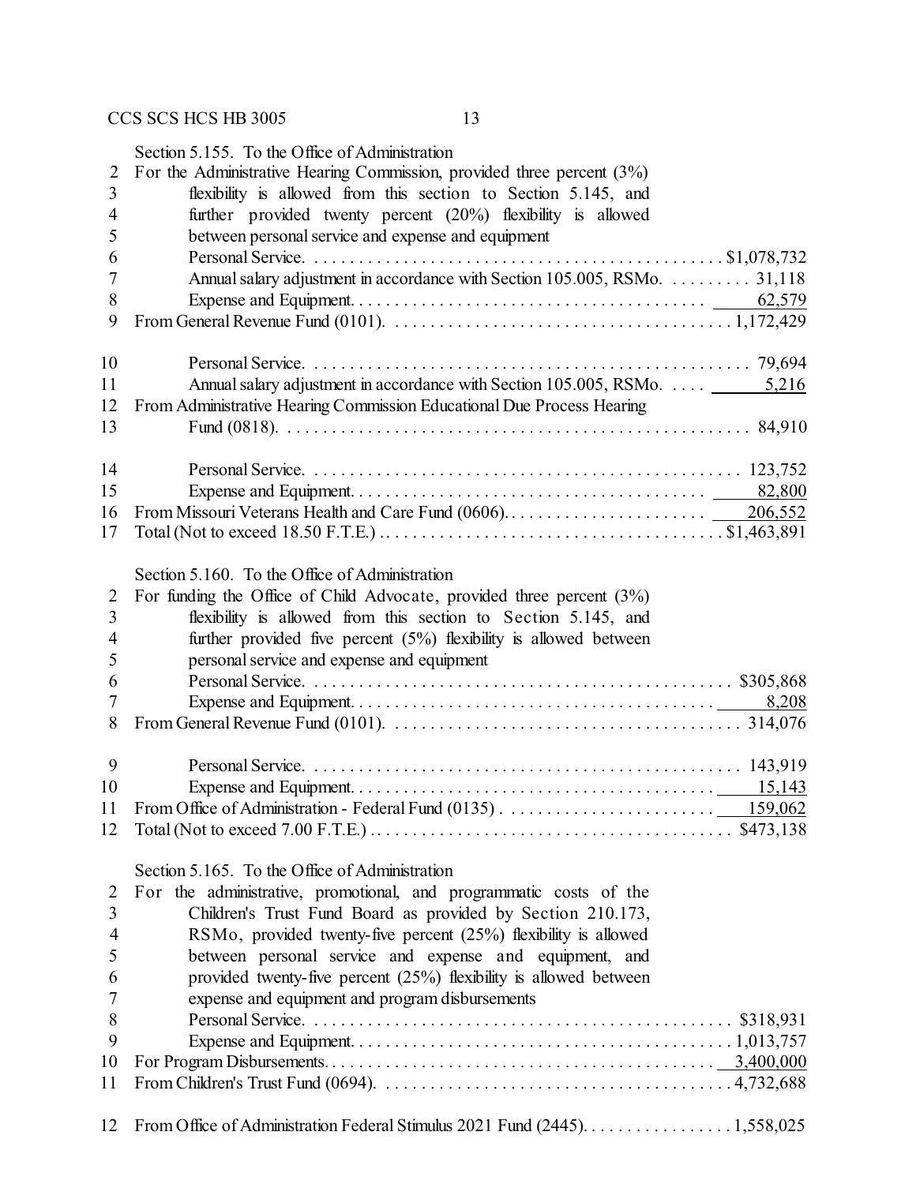Section 5.155. To the Office of Administration

For the Administrative Hearing Commission, provided three percent (3%) flexibility is allowed from this section to Section 5.145, and further provided twenty percent (20%) flexibility is allowed between personal service and expense and equipment

| Item | Amount |
|---|---|
| Personal Service | $1,078,732 |
| Annual salary adjustment in accordance with Section 105.005, RSMo. | 31,118 |
| Expense and Equipment | 62,579 |
| From General Revenue Fund (0101) | 1,172,429 |
| Personal Service | 79,694 |
| Annual salary adjustment in accordance with Section 105.005, RSMo. | 5,216 |
| From Administrative Hearing Commission Educational Due Process Hearing Fund (0818) | 84,910 |
| Personal Service | 123,752 |
| Expense and Equipment | 82,800 |
| From Missouri Veterans Health and Care Fund (0606) | 206,552 |
| Total (Not to exceed 18.50 F.T.E.) | $1,463,891 |

Section 5.160. To the Office of Administration

For funding the Office of Child Advocate, provided three percent (3%) flexibility is allowed from this section to Section 5.145, and further provided five percent (5%) flexibility is allowed between personal service and expense and equipment

| Item | Amount |
|---|---|
| Personal Service | $305,868 |
| Expense and Equipment | 8,208 |
| From General Revenue Fund (0101) | 314,076 |
| Personal Service | 143,919 |
| Expense and Equipment | 15,143 |
| From Office of Administration - Federal Fund (0135) | 159,062 |
| Total (Not to exceed 7.00 F.T.E.) | $473,138 |

Section 5.165. To the Office of Administration

For the administrative, promotional, and programmatic costs of the Children's Trust Fund Board as provided by Section 210.173, RSMo, provided twenty-five percent (25%) flexibility is allowed between personal service and expense and equipment, and provided twenty-five percent (25%) flexibility is allowed between expense and equipment and program disbursements

| Item | Amount |
|---|---|
| Personal Service | $318,931 |
| Expense and Equipment | 1,013,757 |
| For Program Disbursements | 3,400,000 |
| From Children's Trust Fund (0694) | 4,732,688 |
| From Office of Administration Federal Stimulus 2021 Fund (2445) | 1,558,025 |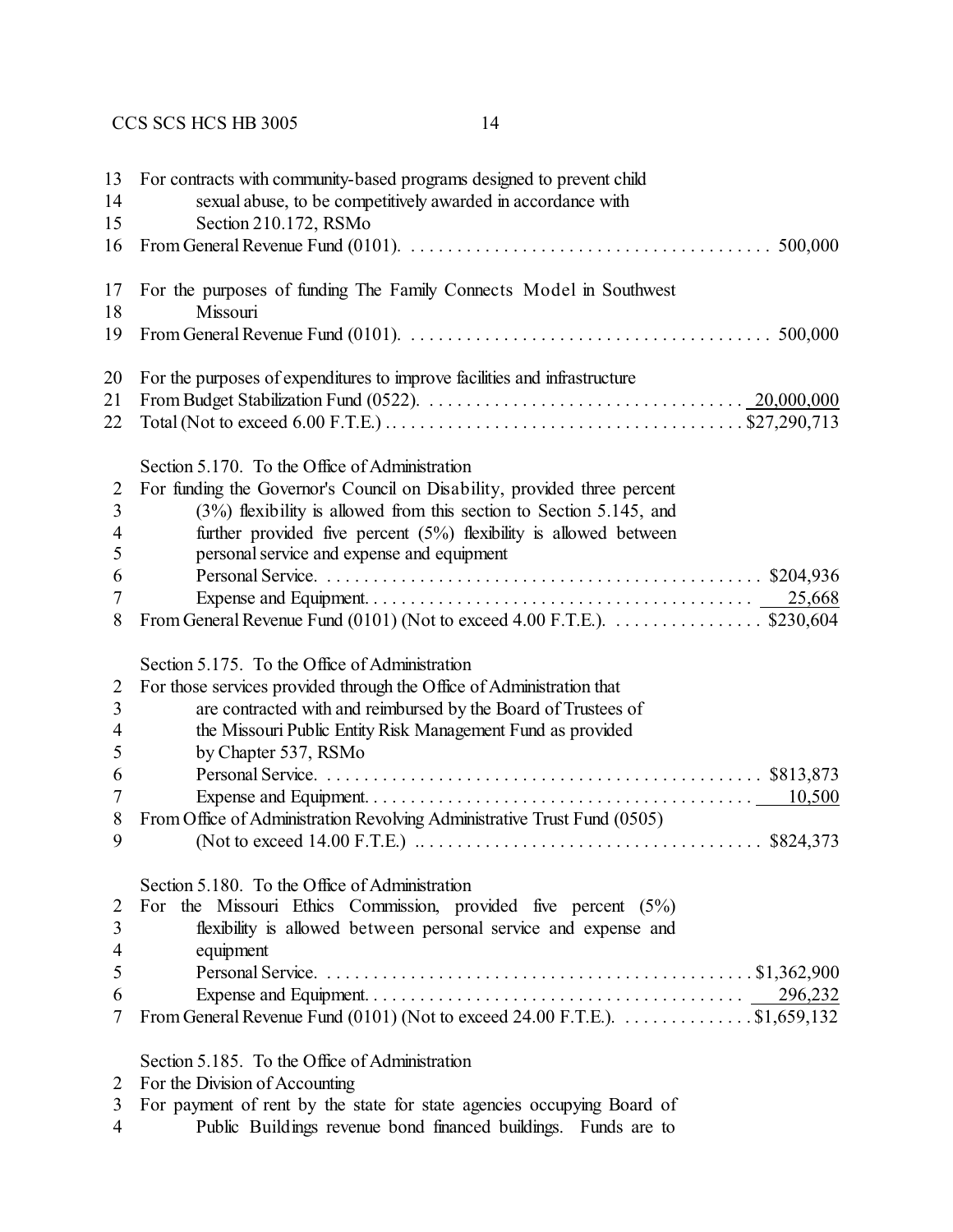13 For contracts with community-based programs designed to prevent child
14 sexual abuse, to be competitively awarded in accordance with
15 Section 210.172, RSMo
16 From General Revenue Fund (0101). . . . . . . . . . . . . . . . . . . . . . . . . . . . . . . . . . . . . . . 500,000

17 For the purposes of funding The Family Connects Model in Southwest
18 Missouri
19 From General Revenue Fund (0101). . . . . . . . . . . . . . . . . . . . . . . . . . . . . . . . . . . . . . . 500,000

20 For the purposes of expenditures to improve facilities and infrastructure
21 From Budget Stabilization Fund (0522). . . . . . . . . . . . . . . . . . . . . . . . . . . . . . . . . . 20,000,000
22 Total (Not to exceed 6.00 F.T.E.) . . . . . . . . . . . . . . . . . . . . . . . . . . . . . . . . . . . . . . \$27,290,713

Section 5.170. To the Office of Administration
2 For funding the Governor's Council on Disability, provided three percent
3 (3%) flexibility is allowed from this section to Section 5.145, and
4 further provided five percent (5%) flexibility is allowed between
5 personal service and expense and equipment
6 Personal Service. . . . . . . . . . . . . . . . . . . . . . . . . . . . . . . . . . . . . . . . . . . . . . \$204,936
7 Expense and Equipment. . . . . . . . . . . . . . . . . . . . . . . . . . . . . . . . . . . . . . . . . 25,668
8 From General Revenue Fund (0101) (Not to exceed 4.00 F.T.E.). . . . . . . . . . . . . . . . . \$230,604

Section 5.175. To the Office of Administration
2 For those services provided through the Office of Administration that
3 are contracted with and reimbursed by the Board of Trustees of
4 the Missouri Public Entity Risk Management Fund as provided
5 by Chapter 537, RSMo
6 Personal Service. . . . . . . . . . . . . . . . . . . . . . . . . . . . . . . . . . . . . . . . . . . . . . \$813,873
7 Expense and Equipment. . . . . . . . . . . . . . . . . . . . . . . . . . . . . . . . . . . . . . . . . 10,500
8 From Office of Administration Revolving Administrative Trust Fund (0505)
9 (Not to exceed 14.00 F.T.E.) . . . . . . . . . . . . . . . . . . . . . . . . . . . . . . . . . . . . . \$824,373

Section 5.180. To the Office of Administration
2 For the Missouri Ethics Commission, provided five percent (5%)
3 flexibility is allowed between personal service and expense and
4 equipment
5 Personal Service. . . . . . . . . . . . . . . . . . . . . . . . . . . . . . . . . . . . . . . . . . . . . \$1,362,900
6 Expense and Equipment. . . . . . . . . . . . . . . . . . . . . . . . . . . . . . . . . . . . . . . . . 296,232
7 From General Revenue Fund (0101) (Not to exceed 24.00 F.T.E.). . . . . . . . . . . . . . \$1,659,132

Section 5.185. To the Office of Administration
2 For the Division of Accounting
3 For payment of rent by the state for state agencies occupying Board of
4 Public Buildings revenue bond financed buildings. Funds are to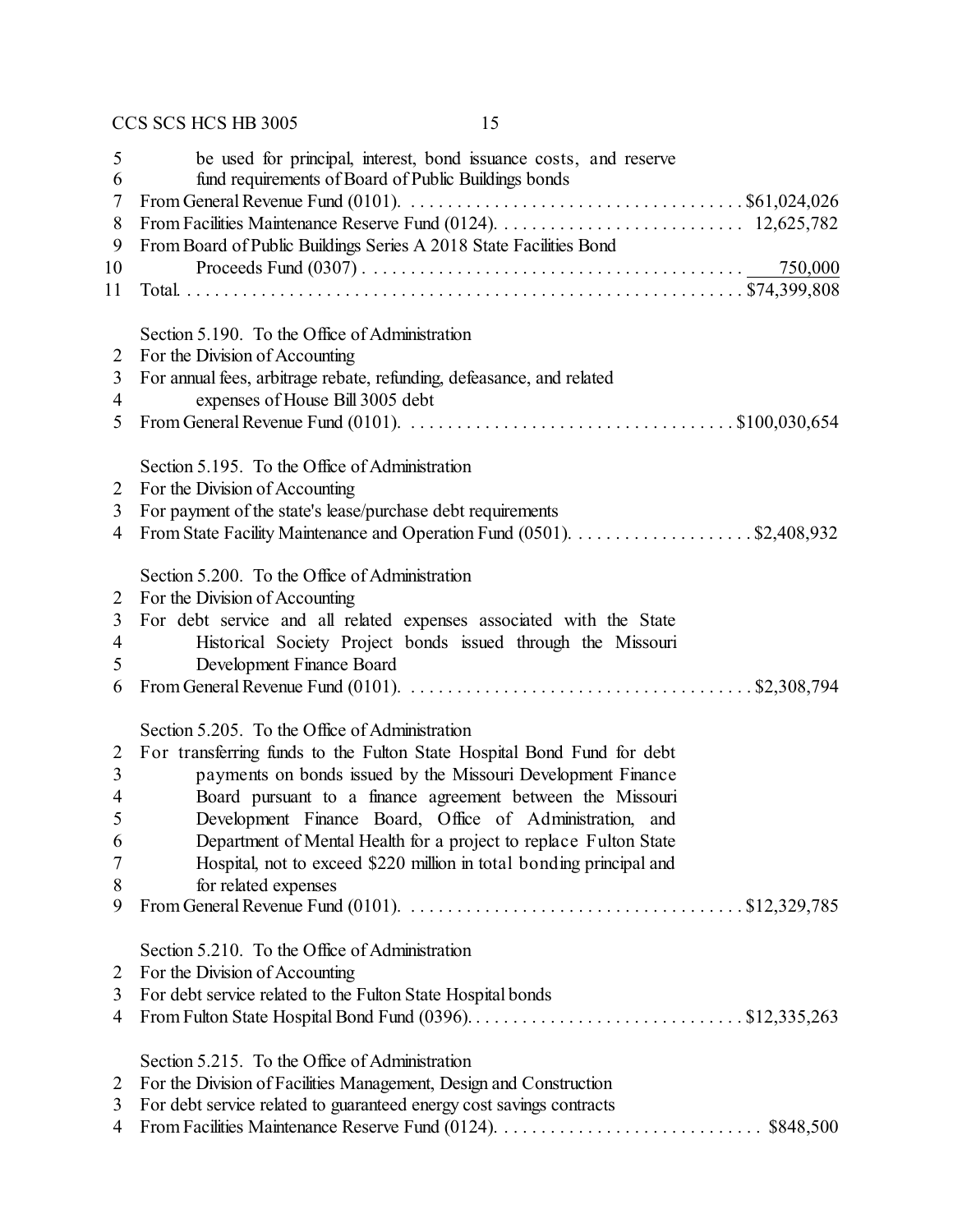be used for principal, interest, bond issuance costs, and reserve fund requirements of Board of Public Buildings bonds

From General Revenue Fund (0101). . . . . . . . . . . . . . . . . . . . . . . . . . . . . . . . . . . . $61,024,026

From Facilities Maintenance Reserve Fund (0124). . . . . . . . . . . . . . . . . . . . . . . . . . . 12,625,782

From Board of Public Buildings Series A 2018 State Facilities Bond Proceeds Fund (0307) . . . . . . . . . . . . . . . . . . . . . . . . . . . . . . . . . . . . . . . 750,000

Total. . . . . . . . . . . . . . . . . . . . . . . . . . . . . . . . . . . . . . . . . . . . . . . . . . . . . . . . . . $74,399,808

Section 5.190. To the Office of Administration

For the Division of Accounting

For annual fees, arbitrage rebate, refunding, defeasance, and related expenses of House Bill 3005 debt

From General Revenue Fund (0101). . . . . . . . . . . . . . . . . . . . . . . . . . . . . . . . . . . $100,030,654

Section 5.195. To the Office of Administration

For the Division of Accounting

For payment of the state's lease/purchase debt requirements

From State Facility Maintenance and Operation Fund (0501). . . . . . . . . . . . . . . . . . . . $2,408,932

Section 5.200. To the Office of Administration

For the Division of Accounting

For debt service and all related expenses associated with the State Historical Society Project bonds issued through the Missouri Development Finance Board

From General Revenue Fund (0101). . . . . . . . . . . . . . . . . . . . . . . . . . . . . . . . . . . . $2,308,794

Section 5.205. To the Office of Administration

For transferring funds to the Fulton State Hospital Bond Fund for debt payments on bonds issued by the Missouri Development Finance Board pursuant to a finance agreement between the Missouri Development Finance Board, Office of Administration, and Department of Mental Health for a project to replace Fulton State Hospital, not to exceed $220 million in total bonding principal and for related expenses

From General Revenue Fund (0101). . . . . . . . . . . . . . . . . . . . . . . . . . . . . . . . . . . . $12,329,785

Section 5.210. To the Office of Administration

For the Division of Accounting

For debt service related to the Fulton State Hospital bonds

From Fulton State Hospital Bond Fund (0396). . . . . . . . . . . . . . . . . . . . . . . . . . . . . $12,335,263

Section 5.215. To the Office of Administration

For the Division of Facilities Management, Design and Construction

For debt service related to guaranteed energy cost savings contracts

From Facilities Maintenance Reserve Fund (0124). . . . . . . . . . . . . . . . . . . . . . . . . . . . $848,500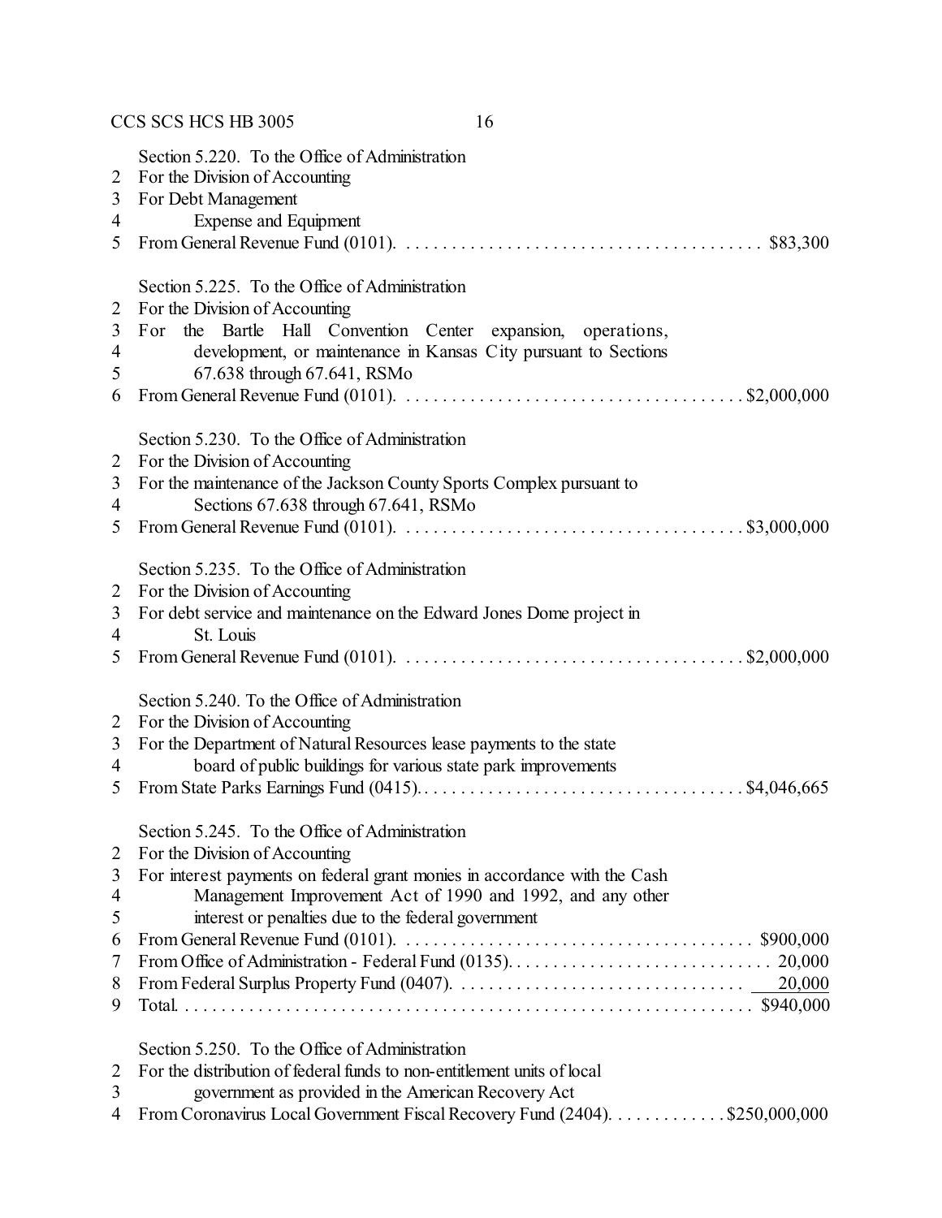Section 5.220. To the Office of Administration
2 For the Division of Accounting
3 For Debt Management
4 Expense and Equipment
5 From General Revenue Fund (0101). . . . . . . . . . . . . . . . . . . . . . . . . . . . . . . . . . . . . . . $83,300

Section 5.225. To the Office of Administration
2 For the Division of Accounting
3 For the Bartle Hall Convention Center expansion, operations,
4 development, or maintenance in Kansas City pursuant to Sections
5 67.638 through 67.641, RSMo
6 From General Revenue Fund (0101). . . . . . . . . . . . . . . . . . . . . . . . . . . . . . . . . . . . . $2,000,000

Section 5.230. To the Office of Administration
2 For the Division of Accounting
3 For the maintenance of the Jackson County Sports Complex pursuant to
4 Sections 67.638 through 67.641, RSMo
5 From General Revenue Fund (0101). . . . . . . . . . . . . . . . . . . . . . . . . . . . . . . . . . . . . $3,000,000

Section 5.235. To the Office of Administration
2 For the Division of Accounting
3 For debt service and maintenance on the Edward Jones Dome project in
4 St. Louis
5 From General Revenue Fund (0101). . . . . . . . . . . . . . . . . . . . . . . . . . . . . . . . . . . . . $2,000,000

Section 5.240. To the Office of Administration
2 For the Division of Accounting
3 For the Department of Natural Resources lease payments to the state
4 board of public buildings for various state park improvements
5 From State Parks Earnings Fund (0415). . . . . . . . . . . . . . . . . . . . . . . . . . . . . . . . . . . $4,046,665

Section 5.245. To the Office of Administration
2 For the Division of Accounting
3 For interest payments on federal grant monies in accordance with the Cash
4 Management Improvement Act of 1990 and 1992, and any other
5 interest or penalties due to the federal government
6 From General Revenue Fund (0101). . . . . . . . . . . . . . . . . . . . . . . . . . . . . . . . . . . . . . $900,000
7 From Office of Administration - Federal Fund (0135). . . . . . . . . . . . . . . . . . . . . . . . . . . . . 20,000
8 From Federal Surplus Property Fund (0407). . . . . . . . . . . . . . . . . . . . . . . . . . . . . . . 20,000
9 Total. . . . . . . . . . . . . . . . . . . . . . . . . . . . . . . . . . . . . . . . . . . . . . . . . . . . . . . . . . . . . $940,000

Section 5.250. To the Office of Administration
2 For the distribution of federal funds to non-entitlement units of local
3 government as provided in the American Recovery Act
4 From Coronavirus Local Government Fiscal Recovery Fund (2404). . . . . . . . . . . . $250,000,000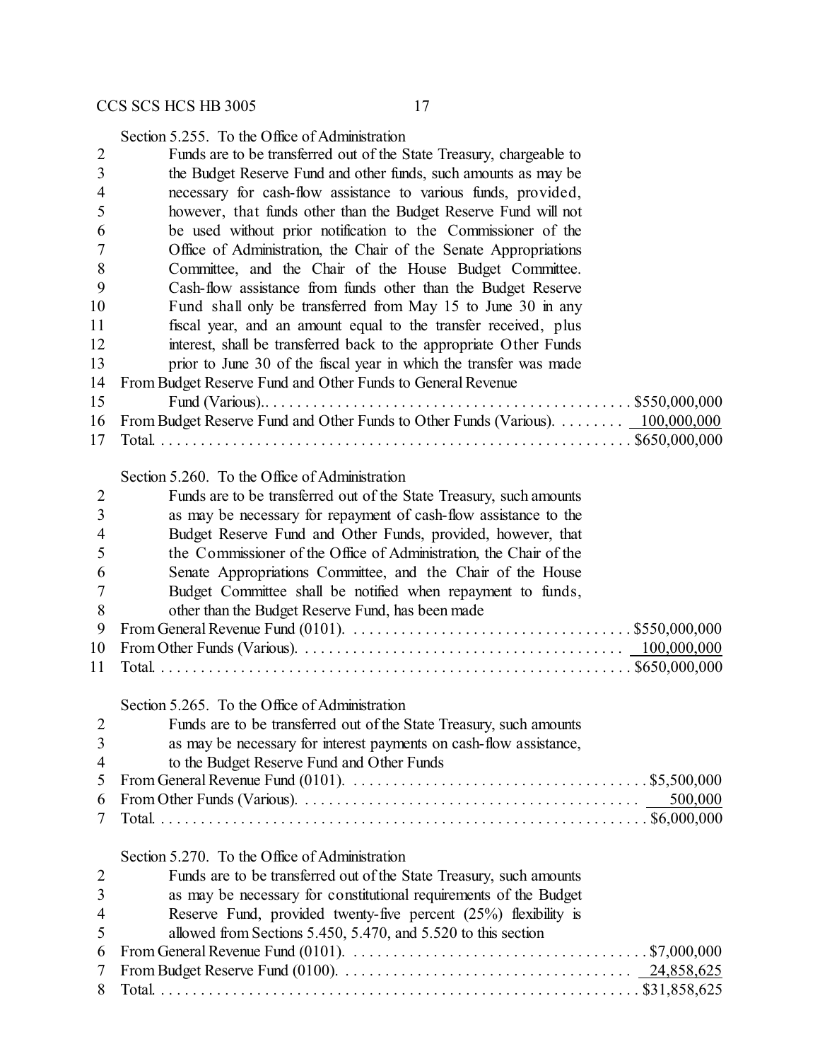Section 5.255. To the Office of Administration

Funds are to be transferred out of the State Treasury, chargeable to the Budget Reserve Fund and other funds, such amounts as may be necessary for cash-flow assistance to various funds, provided, however, that funds other than the Budget Reserve Fund will not be used without prior notification to the Commissioner of the Office of Administration, the Chair of the Senate Appropriations Committee, and the Chair of the House Budget Committee. Cash-flow assistance from funds other than the Budget Reserve Fund shall only be transferred from May 15 to June 30 in any fiscal year, and an amount equal to the transfer received, plus interest, shall be transferred back to the appropriate Other Funds prior to June 30 of the fiscal year in which the transfer was made

| | |
|---|---:|
| From Budget Reserve Fund and Other Funds to General Revenue Fund (Various). | $550,000,000 |
| From Budget Reserve Fund and Other Funds to Other Funds (Various). | 100,000,000 |
| Total. | $650,000,000 |

Section 5.260. To the Office of Administration

Funds are to be transferred out of the State Treasury, such amounts as may be necessary for repayment of cash-flow assistance to the Budget Reserve Fund and Other Funds, provided, however, that the Commissioner of the Office of Administration, the Chair of the Senate Appropriations Committee, and the Chair of the House Budget Committee shall be notified when repayment to funds, other than the Budget Reserve Fund, has been made

| | |
|---|---:|
| From General Revenue Fund (0101). | $550,000,000 |
| From Other Funds (Various). | 100,000,000 |
| Total. | $650,000,000 |

Section 5.265. To the Office of Administration

Funds are to be transferred out of the State Treasury, such amounts as may be necessary for interest payments on cash-flow assistance, to the Budget Reserve Fund and Other Funds

| | |
|---|---:|
| From General Revenue Fund (0101). | $5,500,000 |
| From Other Funds (Various). | 500,000 |
| Total. | $6,000,000 |

Section 5.270. To the Office of Administration

Funds are to be transferred out of the State Treasury, such amounts as may be necessary for constitutional requirements of the Budget Reserve Fund, provided twenty-five percent (25%) flexibility is allowed from Sections 5.450, 5.470, and 5.520 to this section

| | |
|---|---:|
| From General Revenue Fund (0101). | $7,000,000 |
| From Budget Reserve Fund (0100). | 24,858,625 |
| Total. | $31,858,625 |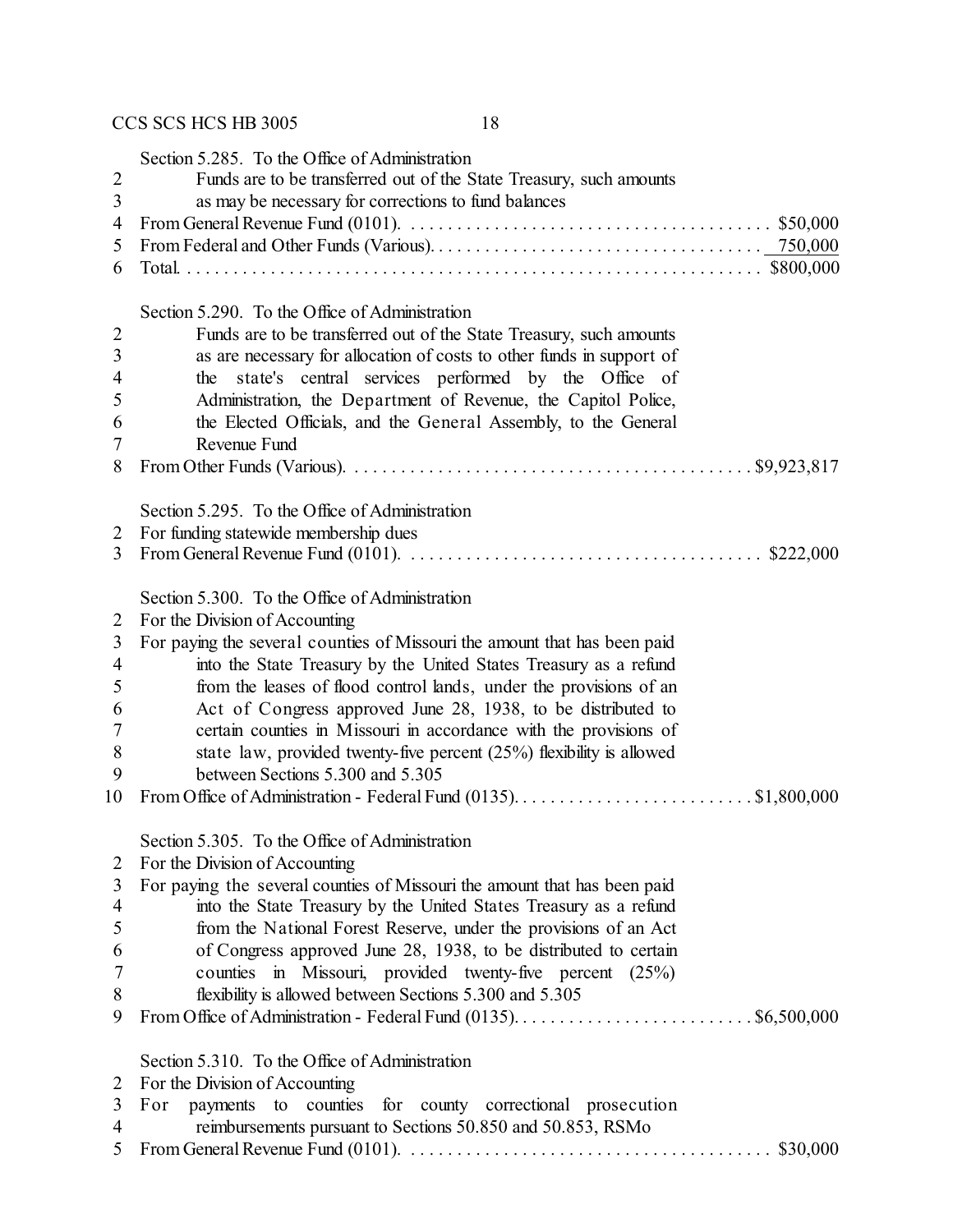Section 5.285. To the Office of Administration

Funds are to be transferred out of the State Treasury, such amounts as may be necessary for corrections to fund balances

From General Revenue Fund (0101). . . . . . . . . . . . . . . . . . . . . . . . . . . . . . . . . . . . . . $50,000

From Federal and Other Funds (Various). . . . . . . . . . . . . . . . . . . . . . . . . . . . . . . . . . . 750,000

Total. . . . . . . . . . . . . . . . . . . . . . . . . . . . . . . . . . . . . . . . . . . . . . . . . . . . . . . . . . . . . $800,000

Section 5.290. To the Office of Administration

Funds are to be transferred out of the State Treasury, such amounts as are necessary for allocation of costs to other funds in support of the state's central services performed by the Office of Administration, the Department of Revenue, the Capitol Police, the Elected Officials, and the General Assembly, to the General Revenue Fund

From Other Funds (Various). . . . . . . . . . . . . . . . . . . . . . . . . . . . . . . . . . . . . . . . . . $9,923,817

Section 5.295. To the Office of Administration

For funding statewide membership dues

From General Revenue Fund (0101). . . . . . . . . . . . . . . . . . . . . . . . . . . . . . . . . . . . . $222,000

Section 5.300. To the Office of Administration

For the Division of Accounting

For paying the several counties of Missouri the amount that has been paid into the State Treasury by the United States Treasury as a refund from the leases of flood control lands, under the provisions of an Act of Congress approved June 28, 1938, to be distributed to certain counties in Missouri in accordance with the provisions of state law, provided twenty-five percent (25%) flexibility is allowed between Sections 5.300 and 5.305

From Office of Administration - Federal Fund (0135). . . . . . . . . . . . . . . . . . . . . . . . . $1,800,000

Section 5.305. To the Office of Administration

For the Division of Accounting

For paying the several counties of Missouri the amount that has been paid into the State Treasury by the United States Treasury as a refund from the National Forest Reserve, under the provisions of an Act of Congress approved June 28, 1938, to be distributed to certain counties in Missouri, provided twenty-five percent (25%) flexibility is allowed between Sections 5.300 and 5.305

From Office of Administration - Federal Fund (0135). . . . . . . . . . . . . . . . . . . . . . . . . $6,500,000

Section 5.310. To the Office of Administration

For the Division of Accounting

For payments to counties for county correctional prosecution reimbursements pursuant to Sections 50.850 and 50.853, RSMo

From General Revenue Fund (0101). . . . . . . . . . . . . . . . . . . . . . . . . . . . . . . . . . . . . . $30,000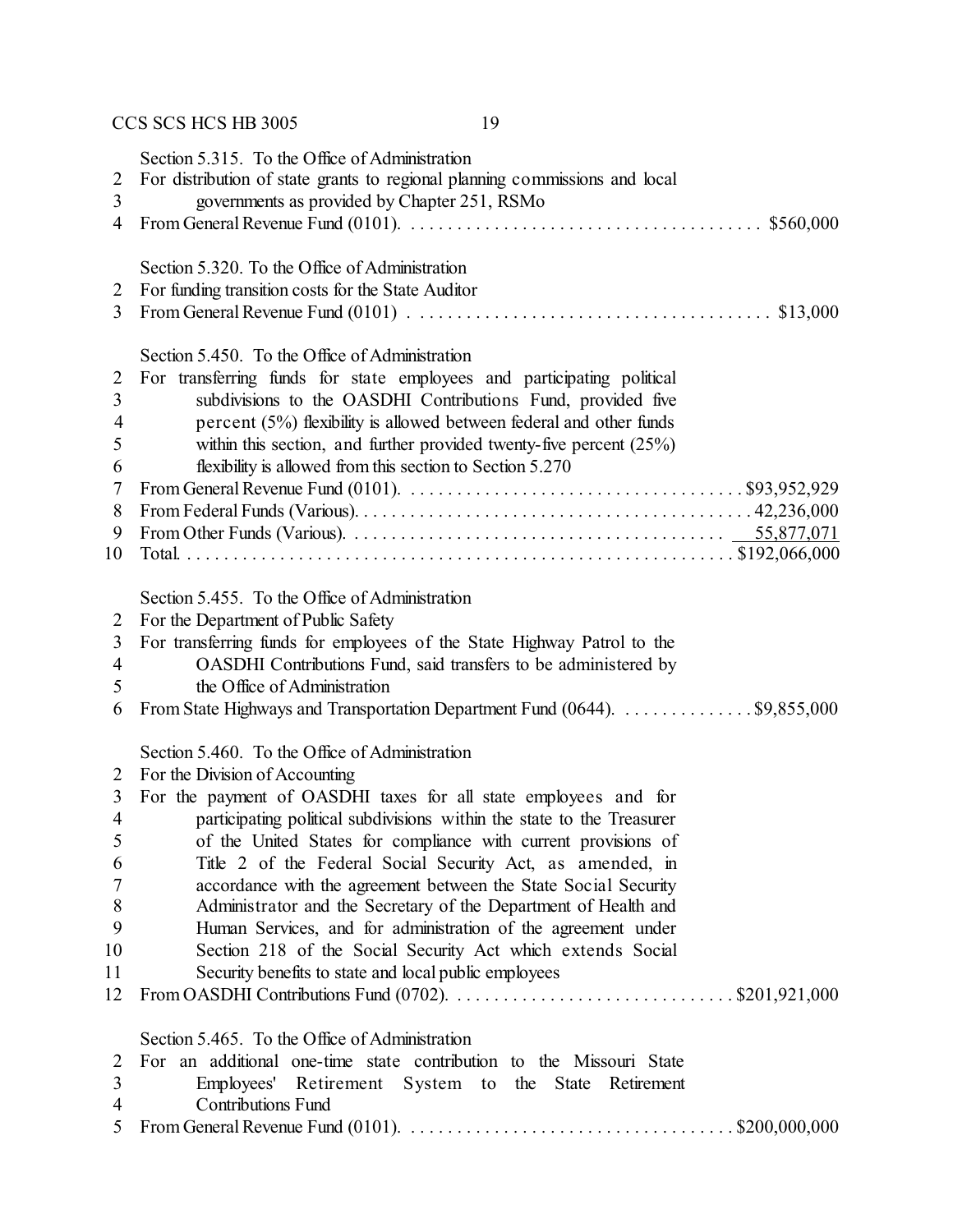Section 5.315. To the Office of Administration
For distribution of state grants to regional planning commissions and local governments as provided by Chapter 251, RSMo
From General Revenue Fund (0101). . . . . . . . . . . . . . . . . . . . . . . . . . . . . . . . . . . . . . $560,000

Section 5.320. To the Office of Administration
For funding transition costs for the State Auditor
From General Revenue Fund (0101) . . . . . . . . . . . . . . . . . . . . . . . . . . . . . . . . . . . . . . $13,000

Section 5.450. To the Office of Administration
For transferring funds for state employees and participating political subdivisions to the OASDHI Contributions Fund, provided five percent (5%) flexibility is allowed between federal and other funds within this section, and further provided twenty-five percent (25%) flexibility is allowed from this section to Section 5.270
From General Revenue Fund (0101). . . . . . . . . . . . . . . . . . . . . . . . . . . . . . . . . . . . $93,952,929
From Federal Funds (Various). . . . . . . . . . . . . . . . . . . . . . . . . . . . . . . . . . . . . . . . . 42,236,000
From Other Funds (Various). . . . . . . . . . . . . . . . . . . . . . . . . . . . . . . . . . . . . . . . 55,877,071
Total. . . . . . . . . . . . . . . . . . . . . . . . . . . . . . . . . . . . . . . . . . . . . . . . . . . . . . . . $192,066,000

Section 5.455. To the Office of Administration
For the Department of Public Safety
For transferring funds for employees of the State Highway Patrol to the OASDHI Contributions Fund, said transfers to be administered by the Office of Administration
From State Highways and Transportation Department Fund (0644). . . . . . . . . . . . . . $9,855,000

Section 5.460. To the Office of Administration
For the Division of Accounting
For the payment of OASDHI taxes for all state employees and for participating political subdivisions within the state to the Treasurer of the United States for compliance with current provisions of Title 2 of the Federal Social Security Act, as amended, in accordance with the agreement between the State Social Security Administrator and the Secretary of the Department of Health and Human Services, and for administration of the agreement under Section 218 of the Social Security Act which extends Social Security benefits to state and local public employees
From OASDHI Contributions Fund (0702). . . . . . . . . . . . . . . . . . . . . . . . . . . . . . $201,921,000

Section 5.465. To the Office of Administration
For an additional one-time state contribution to the Missouri State Employees' Retirement System to the State Retirement Contributions Fund
From General Revenue Fund (0101). . . . . . . . . . . . . . . . . . . . . . . . . . . . . . . . . . $200,000,000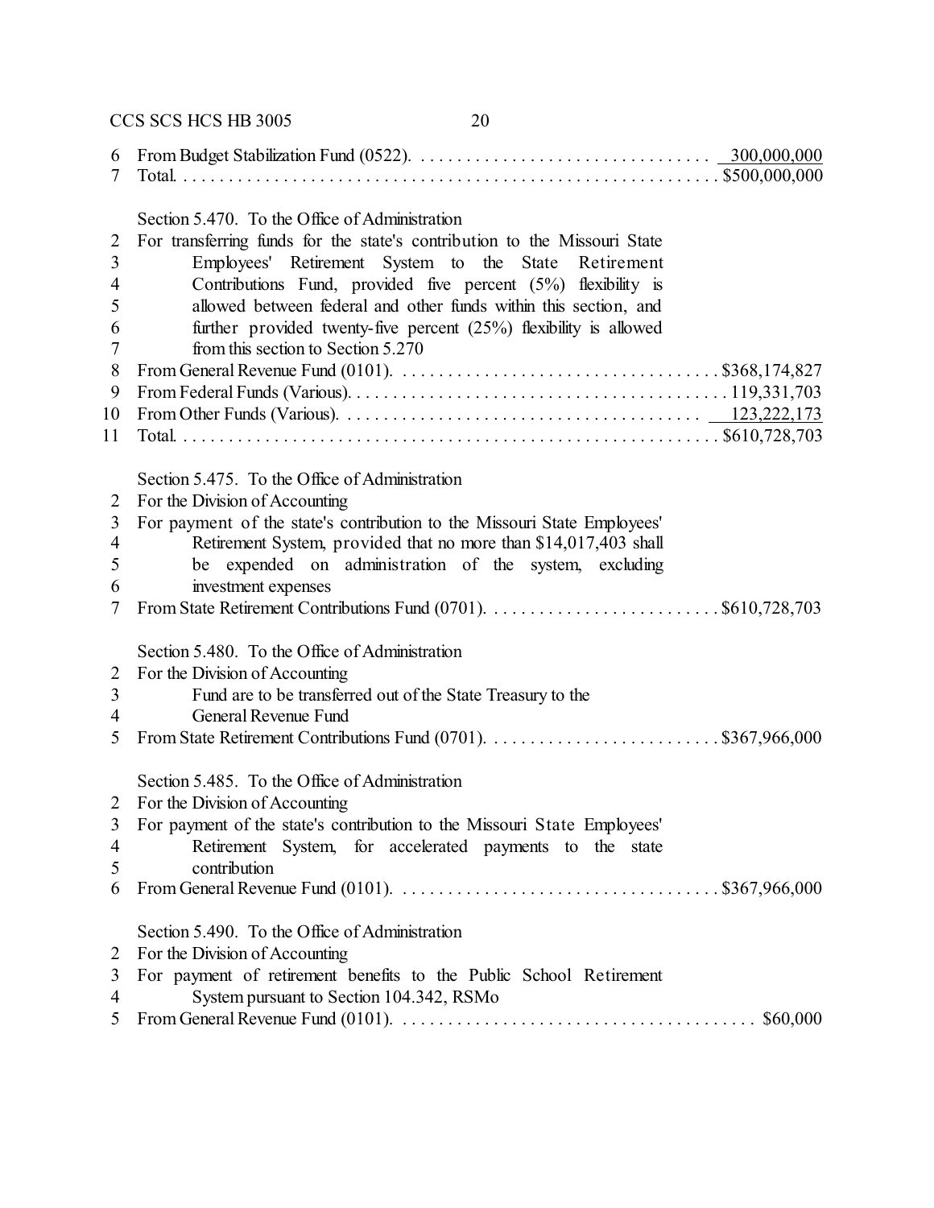From Budget Stabilization Fund (0522). . . . . . . . . . . . . . . . . . . . . . . . . . . . . . . . 300,000,000
Total. . . . . . . . . . . . . . . . . . . . . . . . . . . . . . . . . . . . . . . . . . . . . . . . . . . . . . . . . $500,000,000

Section 5.470. To the Office of Administration
For transferring funds for the state's contribution to the Missouri State Employees' Retirement System to the State Retirement Contributions Fund, provided five percent (5%) flexibility is allowed between federal and other funds within this section, and further provided twenty-five percent (25%) flexibility is allowed from this section to Section 5.270
From General Revenue Fund (0101). . . . . . . . . . . . . . . . . . . . . . . . . . . . . . . . . . . $368,174,827
From Federal Funds (Various). . . . . . . . . . . . . . . . . . . . . . . . . . . . . . . . . . . . . . . . . 119,331,703
From Other Funds (Various). . . . . . . . . . . . . . . . . . . . . . . . . . . . . . . . . . . . . . . 123,222,173
Total. . . . . . . . . . . . . . . . . . . . . . . . . . . . . . . . . . . . . . . . . . . . . . . . . . . . . . . . . $610,728,703

Section 5.475. To the Office of Administration
For the Division of Accounting
For payment of the state's contribution to the Missouri State Employees' Retirement System, provided that no more than $14,017,403 shall be expended on administration of the system, excluding investment expenses
From State Retirement Contributions Fund (0701). . . . . . . . . . . . . . . . . . . . . . . . . $610,728,703

Section 5.480. To the Office of Administration
For the Division of Accounting
Fund are to be transferred out of the State Treasury to the General Revenue Fund
From State Retirement Contributions Fund (0701). . . . . . . . . . . . . . . . . . . . . . . . . $367,966,000

Section 5.485. To the Office of Administration
For the Division of Accounting
For payment of the state's contribution to the Missouri State Employees' Retirement System, for accelerated payments to the state contribution
From General Revenue Fund (0101). . . . . . . . . . . . . . . . . . . . . . . . . . . . . . . . . . . $367,966,000

Section 5.490. To the Office of Administration
For the Division of Accounting
For payment of retirement benefits to the Public School Retirement System pursuant to Section 104.342, RSMo
From General Revenue Fund (0101). . . . . . . . . . . . . . . . . . . . . . . . . . . . . . . . . . . . . . $60,000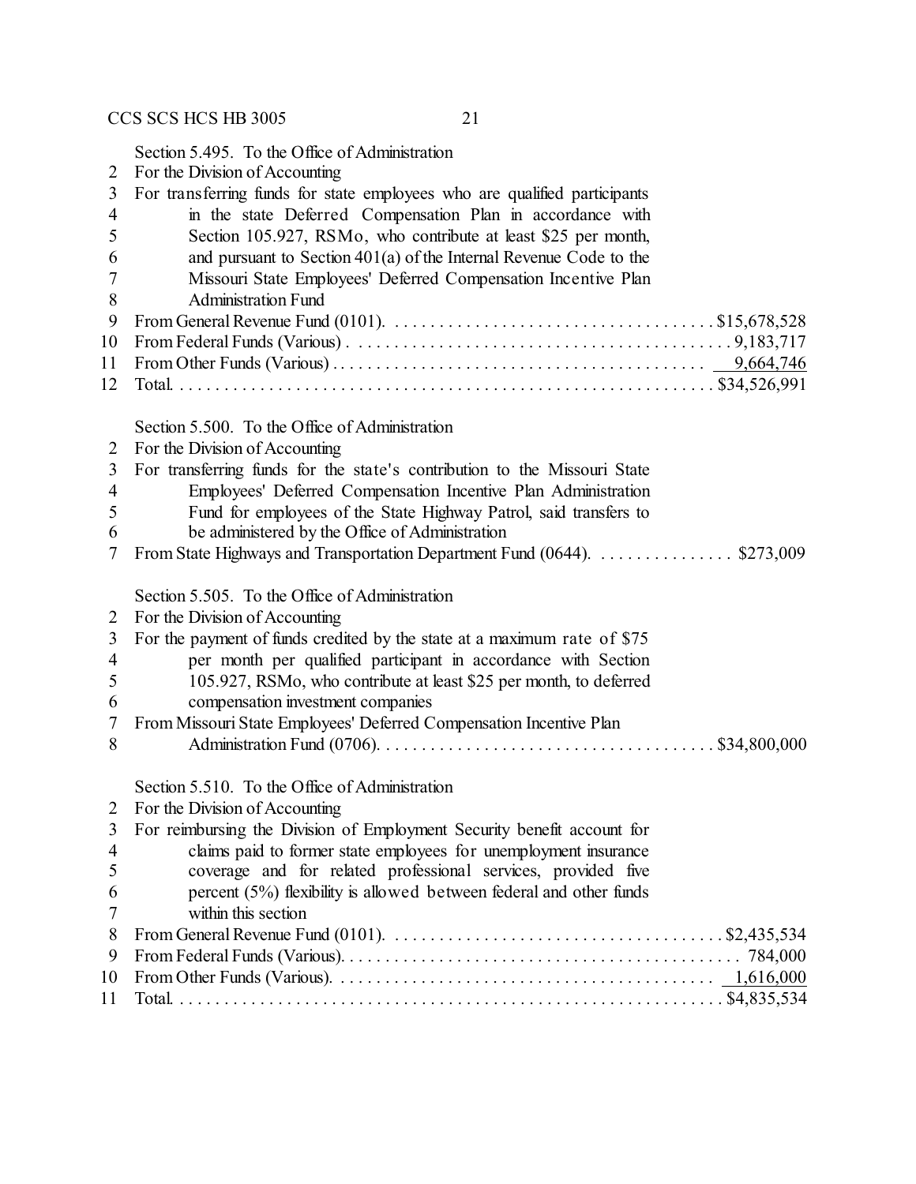Section 5.495. To the Office of Administration
For the Division of Accounting
For transferring funds for state employees who are qualified participants in the state Deferred Compensation Plan in accordance with Section 105.927, RSMo, who contribute at least $25 per month, and pursuant to Section 401(a) of the Internal Revenue Code to the Missouri State Employees' Deferred Compensation Incentive Plan Administration Fund

| | |
|---|---:|
| From General Revenue Fund (0101) | $15,678,528 |
| From Federal Funds (Various) | 9,183,717 |
| From Other Funds (Various) | 9,664,746 |
| Total | $34,526,991 |

Section 5.500. To the Office of Administration
For the Division of Accounting
For transferring funds for the state's contribution to the Missouri State Employees' Deferred Compensation Incentive Plan Administration Fund for employees of the State Highway Patrol, said transfers to be administered by the Office of Administration

| | |
|---|---:|
| From State Highways and Transportation Department Fund (0644) | $273,009 |

Section 5.505. To the Office of Administration
For the Division of Accounting
For the payment of funds credited by the state at a maximum rate of $75 per month per qualified participant in accordance with Section 105.927, RSMo, who contribute at least $25 per month, to deferred compensation investment companies

| | |
|---|---:|
| From Missouri State Employees' Deferred Compensation Incentive Plan Administration Fund (0706) | $34,800,000 |

Section 5.510. To the Office of Administration
For the Division of Accounting
For reimbursing the Division of Employment Security benefit account for claims paid to former state employees for unemployment insurance coverage and for related professional services, provided five percent (5%) flexibility is allowed between federal and other funds within this section

| | |
|---|---:|
| From General Revenue Fund (0101) | $2,435,534 |
| From Federal Funds (Various) | 784,000 |
| From Other Funds (Various) | 1,616,000 |
| Total | $4,835,534 |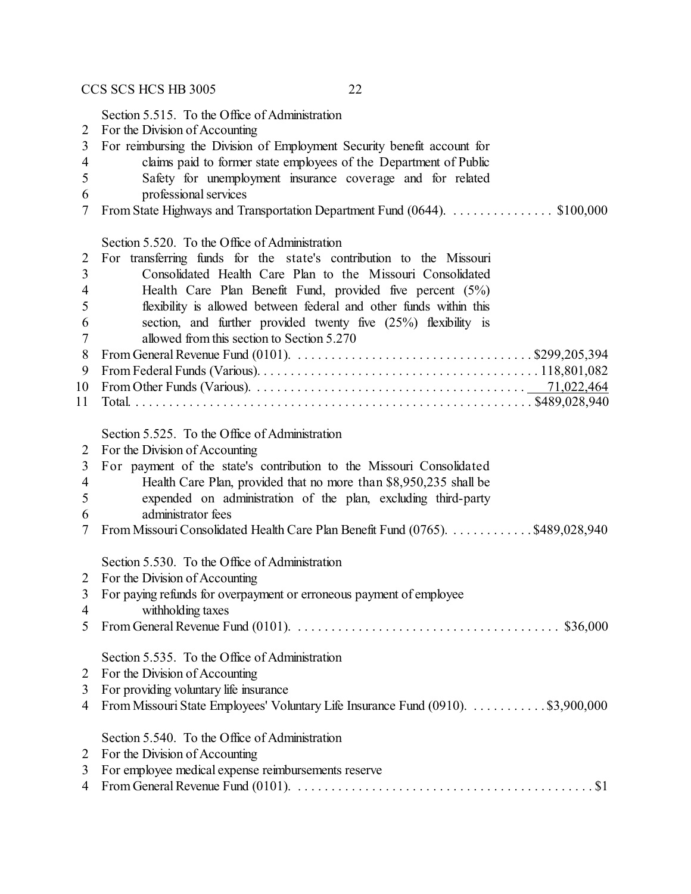Section 5.515. To the Office of Administration
For the Division of Accounting
For reimbursing the Division of Employment Security benefit account for claims paid to former state employees of the Department of Public Safety for unemployment insurance coverage and for related professional services
From State Highways and Transportation Department Fund (0644). . . . . . . . . . . . . . . . $100,000

Section 5.520. To the Office of Administration
For transferring funds for the state's contribution to the Missouri Consolidated Health Care Plan to the Missouri Consolidated Health Care Plan Benefit Fund, provided five percent (5%) flexibility is allowed between federal and other funds within this section, and further provided twenty five (25%) flexibility is allowed from this section to Section 5.270
From General Revenue Fund (0101). . . . . . . . . . . . . . . . . . . . . . . . . . . . . . . . . . . . $299,205,394
From Federal Funds (Various). . . . . . . . . . . . . . . . . . . . . . . . . . . . . . . . . . . . . . . . . 118,801,082
From Other Funds (Various). . . . . . . . . . . . . . . . . . . . . . . . . . . . . . . . . . . . . . . . 71,022,464
Total. . . . . . . . . . . . . . . . . . . . . . . . . . . . . . . . . . . . . . . . . . . . . . . . . . . . . . . . . $489,028,940

Section 5.525. To the Office of Administration
For the Division of Accounting
For payment of the state's contribution to the Missouri Consolidated Health Care Plan, provided that no more than $8,950,235 shall be expended on administration of the plan, excluding third-party administrator fees
From Missouri Consolidated Health Care Plan Benefit Fund (0765). . . . . . . . . . . . . $489,028,940

Section 5.530. To the Office of Administration
For the Division of Accounting
For paying refunds for overpayment or erroneous payment of employee withholding taxes
From General Revenue Fund (0101). . . . . . . . . . . . . . . . . . . . . . . . . . . . . . . . . . . . . . $36,000

Section 5.535. To the Office of Administration
For the Division of Accounting
For providing voluntary life insurance
From Missouri State Employees' Voluntary Life Insurance Fund (0910). . . . . . . . . . . $3,900,000

Section 5.540. To the Office of Administration
For the Division of Accounting
For employee medical expense reimbursements reserve
From General Revenue Fund (0101). . . . . . . . . . . . . . . . . . . . . . . . . . . . . . . . . . . . . . . . . . . $1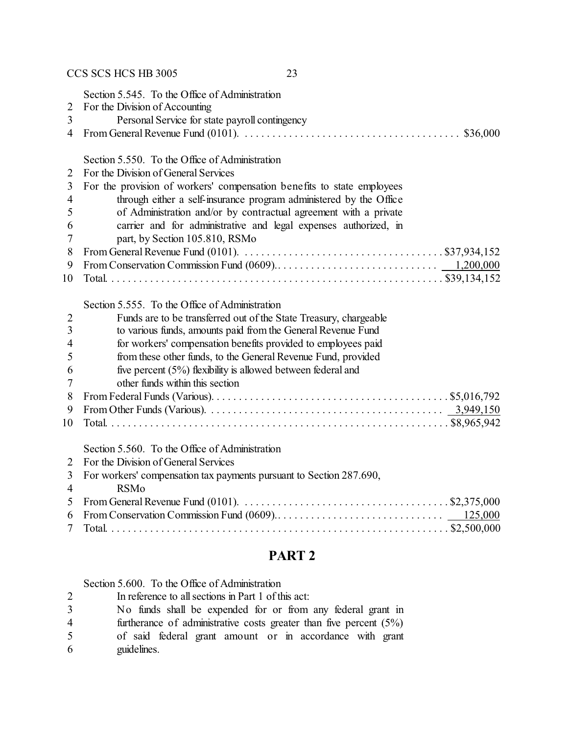Section 5.545. To the Office of Administration
2 For the Division of Accounting
3 Personal Service for state payroll contingency
4 From General Revenue Fund (0101). . . . . . . . . . . . . . . . . . . . . . . . . . . . . . . . . . . . . . . $36,000

Section 5.550. To the Office of Administration
2 For the Division of General Services
3 For the provision of workers' compensation benefits to state employees
4 through either a self-insurance program administered by the Office
5 of Administration and/or by contractual agreement with a private
6 carrier and for administrative and legal expenses authorized, in
7 part, by Section 105.810, RSMo
8 From General Revenue Fund (0101). . . . . . . . . . . . . . . . . . . . . . . . . . . . . . . . . . . . $37,934,152
9 From Conservation Commission Fund (0609).. . . . . . . . . . . . . . . . . . . . . . . . . . . . . 1,200,000
10 Total. . . . . . . . . . . . . . . . . . . . . . . . . . . . . . . . . . . . . . . . . . . . . . . . . . . . . . . . . . $39,134,152

Section 5.555. To the Office of Administration
2 Funds are to be transferred out of the State Treasury, chargeable
3 to various funds, amounts paid from the General Revenue Fund
4 for workers' compensation benefits provided to employees paid
5 from these other funds, to the General Revenue Fund, provided
6 five percent (5%) flexibility is allowed between federal and
7 other funds within this section
8 From Federal Funds (Various). . . . . . . . . . . . . . . . . . . . . . . . . . . . . . . . . . . . . . . . . $5,016,792
9 From Other Funds (Various). . . . . . . . . . . . . . . . . . . . . . . . . . . . . . . . . . . . . . . . . . 3,949,150
10 Total. . . . . . . . . . . . . . . . . . . . . . . . . . . . . . . . . . . . . . . . . . . . . . . . . . . . . . . . . . $8,965,942

Section 5.560. To the Office of Administration
2 For the Division of General Services
3 For workers' compensation tax payments pursuant to Section 287.690,
4 RSMo
5 From General Revenue Fund (0101). . . . . . . . . . . . . . . . . . . . . . . . . . . . . . . . . . . . $2,375,000
6 From Conservation Commission Fund (0609).. . . . . . . . . . . . . . . . . . . . . . . . . . . . . 125,000
7 Total. . . . . . . . . . . . . . . . . . . . . . . . . . . . . . . . . . . . . . . . . . . . . . . . . . . . . . . . . . $2,500,000

## PART 2

Section 5.600. To the Office of Administration
2 In reference to all sections in Part 1 of this act:
3 No funds shall be expended for or from any federal grant in
4 furtherance of administrative costs greater than five percent (5%)
5 of said federal grant amount or in accordance with grant
6 guidelines.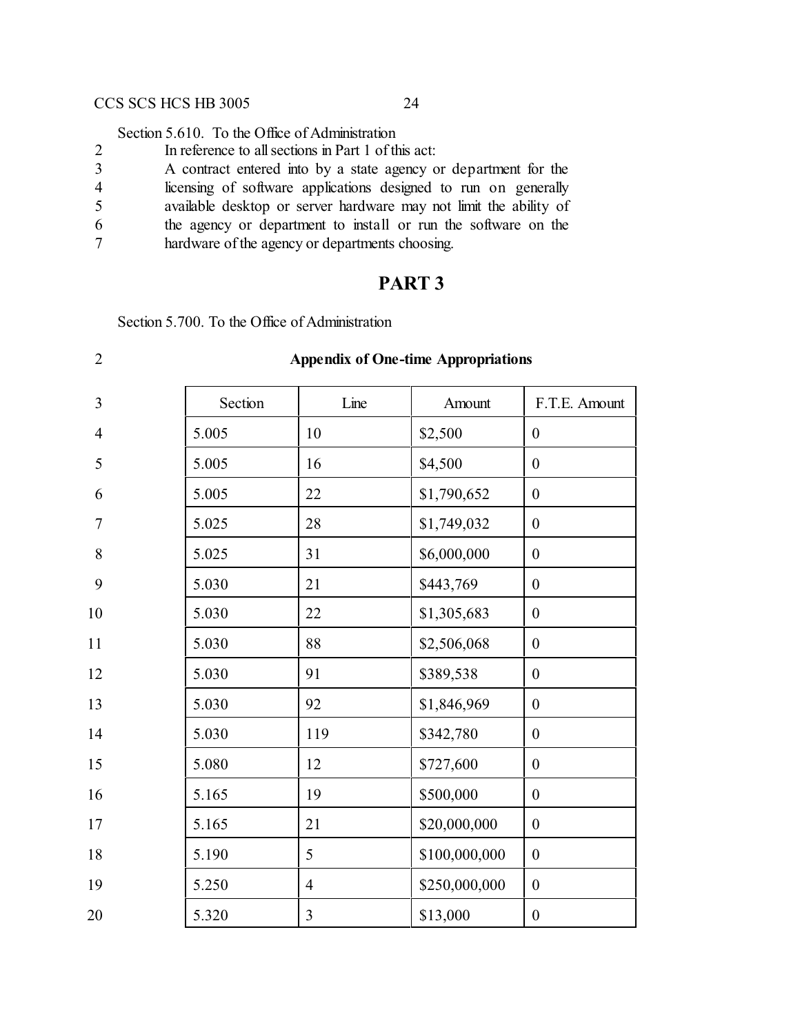Section 5.610. To the Office of Administration

In reference to all sections in Part 1 of this act:

A contract entered into by a state agency or department for the licensing of software applications designed to run on generally available desktop or server hardware may not limit the ability of the agency or department to install or run the software on the hardware of the agency or departments choosing.

## PART 3

Section 5.700. To the Office of Administration

**Appendix of One-time Appropriations**

| Section | Line | Amount | F.T.E. Amount |
|---|---|---|---|
| 5.005 | 10 | $2,500 | 0 |
| 5.005 | 16 | $4,500 | 0 |
| 5.005 | 22 | $1,790,652 | 0 |
| 5.025 | 28 | $1,749,032 | 0 |
| 5.025 | 31 | $6,000,000 | 0 |
| 5.030 | 21 | $443,769 | 0 |
| 5.030 | 22 | $1,305,683 | 0 |
| 5.030 | 88 | $2,506,068 | 0 |
| 5.030 | 91 | $389,538 | 0 |
| 5.030 | 92 | $1,846,969 | 0 |
| 5.030 | 119 | $342,780 | 0 |
| 5.080 | 12 | $727,600 | 0 |
| 5.165 | 19 | $500,000 | 0 |
| 5.165 | 21 | $20,000,000 | 0 |
| 5.190 | 5 | $100,000,000 | 0 |
| 5.250 | 4 | $250,000,000 | 0 |
| 5.320 | 3 | $13,000 | 0 |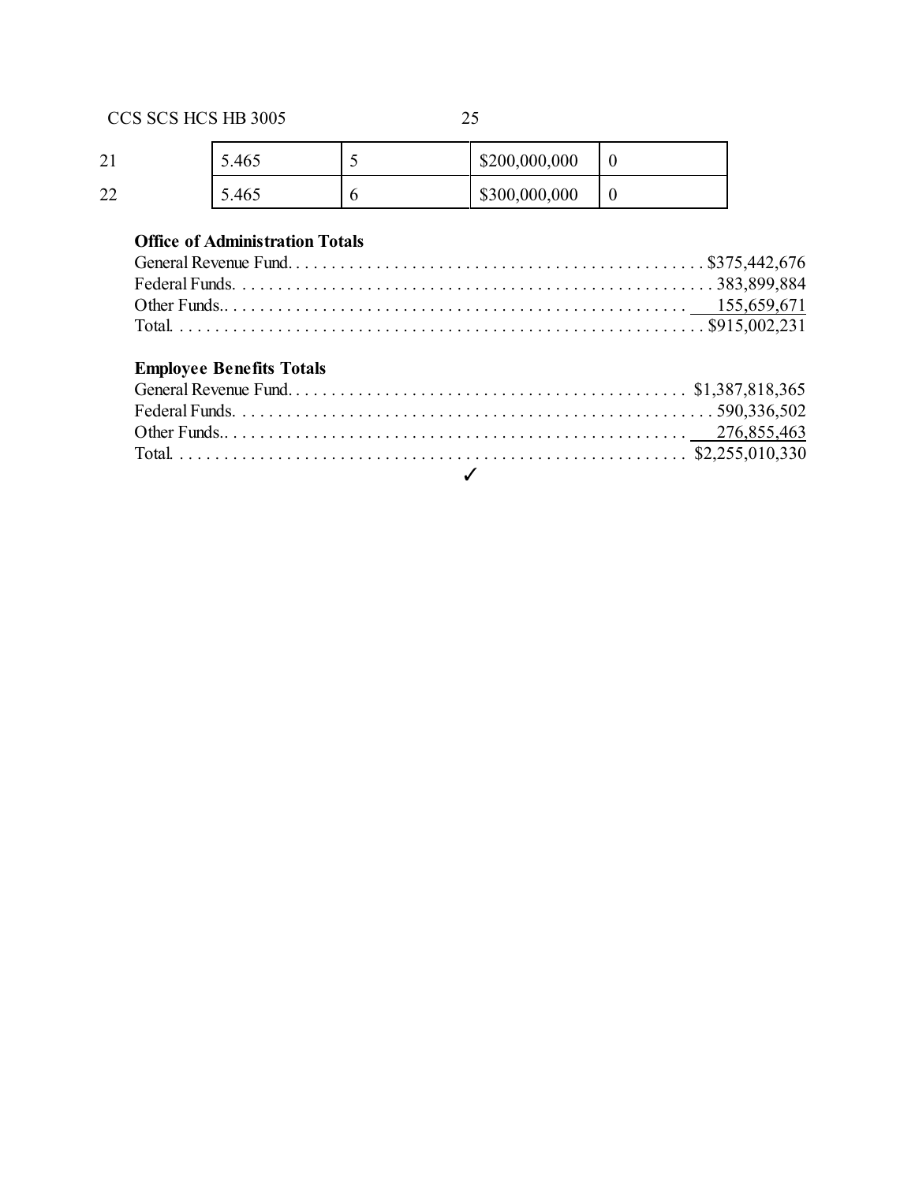| | | | | |
|---|---|---|---|---|
| 21 | 5.465 | 5 | $200,000,000 | 0 |
| 22 | 5.465 | 6 | $300,000,000 | 0 |

**Office of Administration Totals**

General Revenue Fund. . . . . . . . . . . . . . . . . . . . . . . . . . . . . . . . . . . . . . . . . . . . . . . . $375,442,676
Federal Funds. . . . . . . . . . . . . . . . . . . . . . . . . . . . . . . . . . . . . . . . . . . . . . . . . . . . . 383,899,884
Other Funds.. . . . . . . . . . . . . . . . . . . . . . . . . . . . . . . . . . . . . . . . . . . . . . . . . . . . 155,659,671
Total. . . . . . . . . . . . . . . . . . . . . . . . . . . . . . . . . . . . . . . . . . . . . . . . . . . . . . . . . . . $915,002,231

**Employee Benefits Totals**

General Revenue Fund. . . . . . . . . . . . . . . . . . . . . . . . . . . . . . . . . . . . . . . . . . . . . $1,387,818,365
Federal Funds. . . . . . . . . . . . . . . . . . . . . . . . . . . . . . . . . . . . . . . . . . . . . . . . . . . . . 590,336,502
Other Funds.. . . . . . . . . . . . . . . . . . . . . . . . . . . . . . . . . . . . . . . . . . . . . . . . . . . . 276,855,463
Total. . . . . . . . . . . . . . . . . . . . . . . . . . . . . . . . . . . . . . . . . . . . . . . . . . . . . . . . . $2,255,010,330

✓